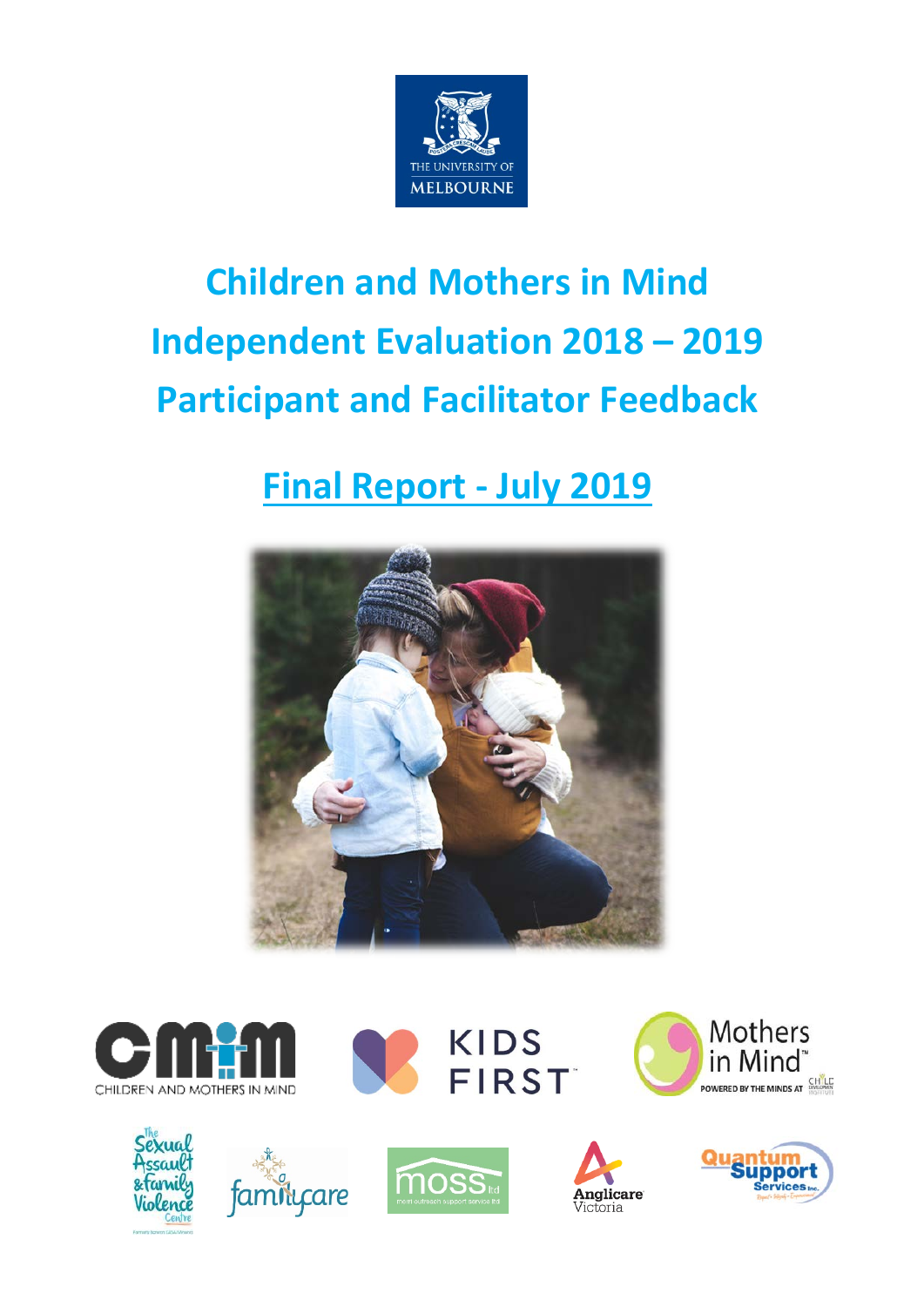# Children and Mothers in Mind Independent Evaluation 2018 – 2019 Participant and Facilitator Feedback

## Final Report - July 2019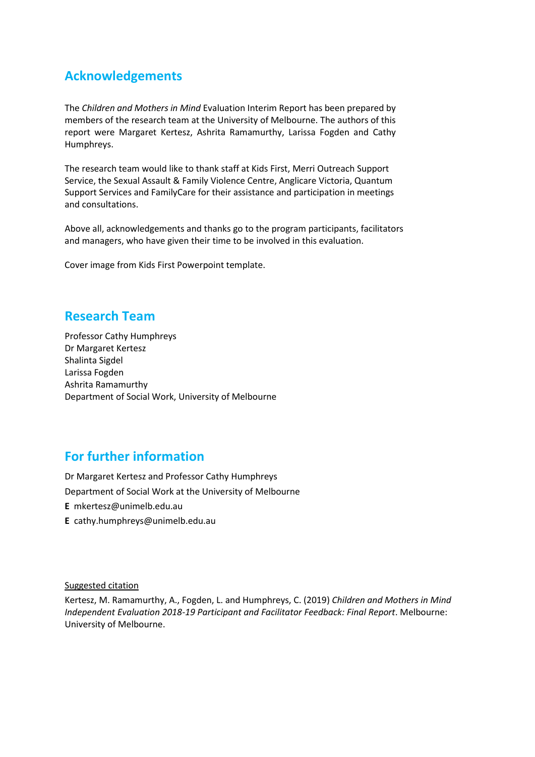## Acknowledgements

The *Children and Mothers in Mind* Evaluation Interim Report has been prepared by members of the research team at the University of Melbourne. The authors of this report were Margaret Kertesz, Ashrita Ramamurthy, Larissa Fogden and Cathy Humphreys.

The research team would like to thank staff at Kids First, Merri Outreach Support Service, the Sexual Assault & Family Violence Centre, Anglicare Victoria, Quantum Support Services and FamilyCare for their assistance and participation in meetings and consultations.

Above all, acknowledgements and thanks go to the program participants, facilitators and managers, who have given their time to be involved in this evaluation.

Cover image from Kids First Powerpoint template.

## Research Team

Professor Cathy Humphreys
Dr Margaret Kertesz
Shalinta Sigdel
Larissa Fogden
Ashrita Ramamurthy
Department of Social Work, University of Melbourne

## For further information

Dr Margaret Kertesz and Professor Cathy Humphreys

Department of Social Work at the University of Melbourne

**E** mkertesz@unimelb.edu.au

**E** cathy.humphreys@unimelb.edu.au

Suggested citation

Kertesz, M. Ramamurthy, A., Fogden, L. and Humphreys, C. (2019) *Children and Mothers in Mind Independent Evaluation 2018-19 Participant and Facilitator Feedback: Final Report*. Melbourne: University of Melbourne.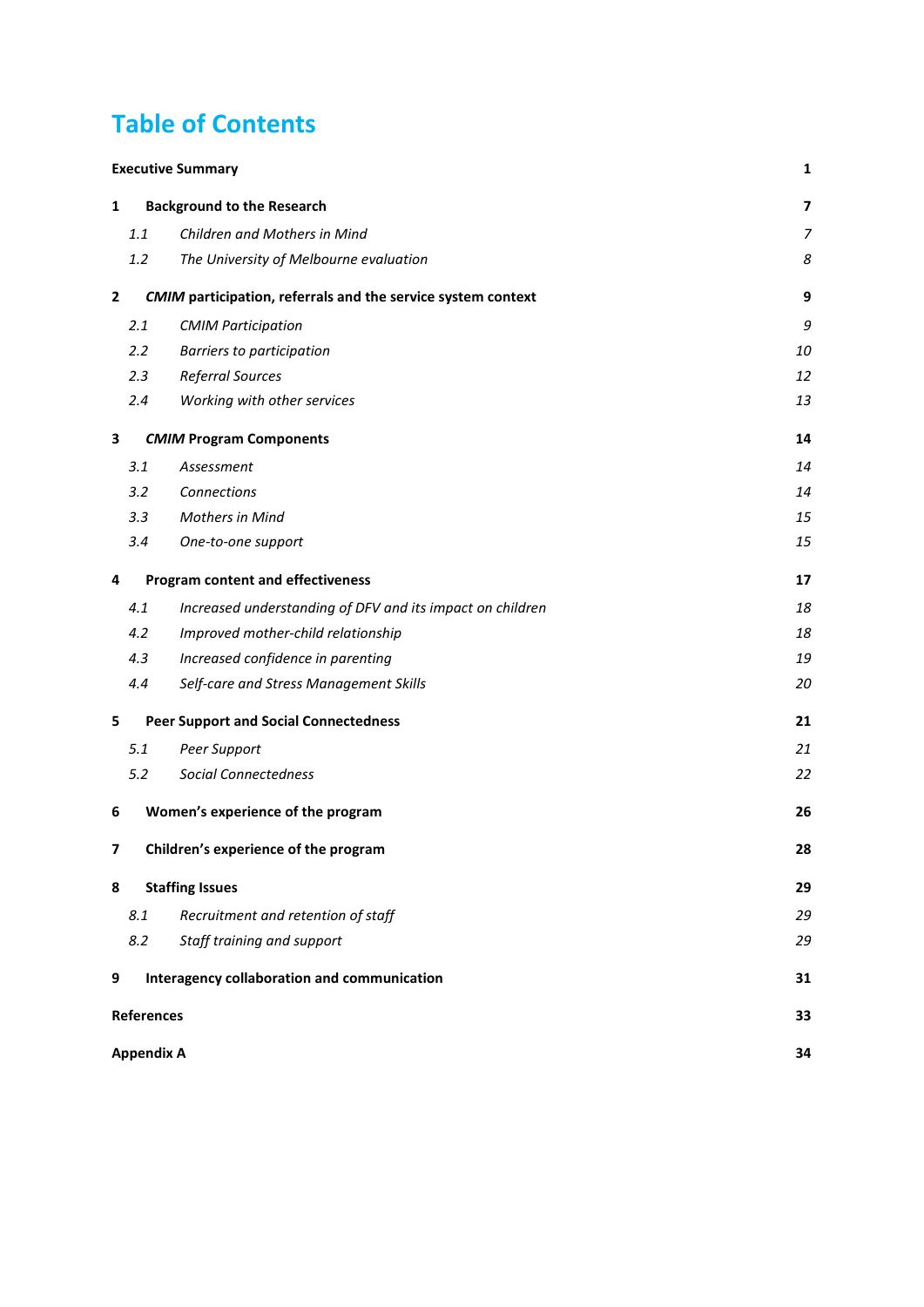# Table of Contents

**Executive Summary** **1**

**1 Background to the Research** **7**

- *1.1 Children and Mothers in Mind* *7*
- *1.2 The University of Melbourne evaluation* *8*

**2 *CMIM* participation, referrals and the service system context** **9**

- *2.1 CMIM Participation* *9*
- *2.2 Barriers to participation* *10*
- *2.3 Referral Sources* *12*
- *2.4 Working with other services* *13*

**3 *CMIM* Program Components** **14**

- *3.1 Assessment* *14*
- *3.2 Connections* *14*
- *3.3 Mothers in Mind* *15*
- *3.4 One-to-one support* *15*

**4 Program content and effectiveness** **17**

- *4.1 Increased understanding of DFV and its impact on children* *18*
- *4.2 Improved mother-child relationship* *18*
- *4.3 Increased confidence in parenting* *19*
- *4.4 Self-care and Stress Management Skills* *20*

**5 Peer Support and Social Connectedness** **21**

- *5.1 Peer Support* *21*
- *5.2 Social Connectedness* *22*

**6 Women's experience of the program** **26**

**7 Children's experience of the program** **28**

**8 Staffing Issues** **29**

- *8.1 Recruitment and retention of staff* *29*
- *8.2 Staff training and support* *29*

**9 Interagency collaboration and communication** **31**

**References** **33**

**Appendix A** **34**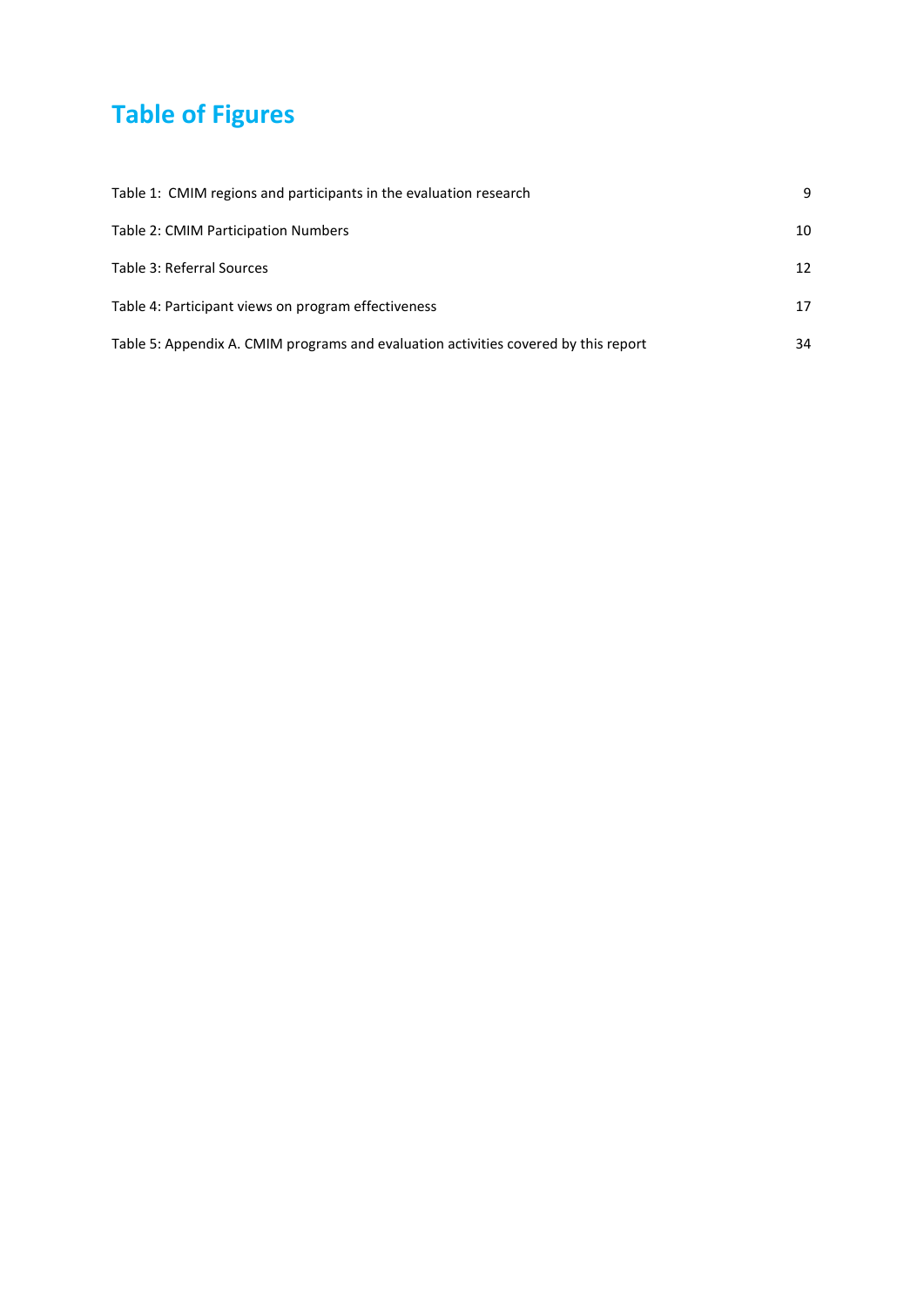# Table of Figures

Table 1: CMIM regions and participants in the evaluation research 9

Table 2: CMIM Participation Numbers 10

Table 3: Referral Sources 12

Table 4: Participant views on program effectiveness 17

Table 5: Appendix A. CMIM programs and evaluation activities covered by this report 34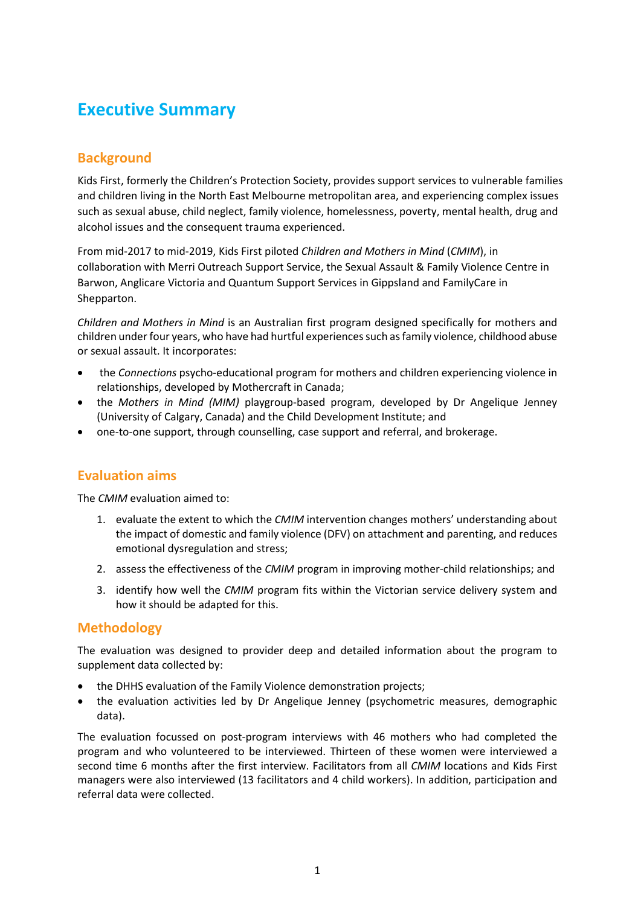# Executive Summary

## Background

Kids First, formerly the Children's Protection Society, provides support services to vulnerable families and children living in the North East Melbourne metropolitan area, and experiencing complex issues such as sexual abuse, child neglect, family violence, homelessness, poverty, mental health, drug and alcohol issues and the consequent trauma experienced.

From mid-2017 to mid-2019, Kids First piloted *Children and Mothers in Mind* (*CMIM*), in collaboration with Merri Outreach Support Service, the Sexual Assault & Family Violence Centre in Barwon, Anglicare Victoria and Quantum Support Services in Gippsland and FamilyCare in Shepparton.

*Children and Mothers in Mind* is an Australian first program designed specifically for mothers and children under four years, who have had hurtful experiences such as family violence, childhood abuse or sexual assault. It incorporates:

- the *Connections* psycho-educational program for mothers and children experiencing violence in relationships, developed by Mothercraft in Canada;
- the *Mothers in Mind (MIM)* playgroup-based program, developed by Dr Angelique Jenney (University of Calgary, Canada) and the Child Development Institute; and
- one-to-one support, through counselling, case support and referral, and brokerage.

## Evaluation aims

The *CMIM* evaluation aimed to:

1. evaluate the extent to which the *CMIM* intervention changes mothers' understanding about the impact of domestic and family violence (DFV) on attachment and parenting, and reduces emotional dysregulation and stress;
2. assess the effectiveness of the *CMIM* program in improving mother-child relationships; and
3. identify how well the *CMIM* program fits within the Victorian service delivery system and how it should be adapted for this.

## Methodology

The evaluation was designed to provider deep and detailed information about the program to supplement data collected by:

- the DHHS evaluation of the Family Violence demonstration projects;
- the evaluation activities led by Dr Angelique Jenney (psychometric measures, demographic data).

The evaluation focussed on post-program interviews with 46 mothers who had completed the program and who volunteered to be interviewed. Thirteen of these women were interviewed a second time 6 months after the first interview. Facilitators from all *CMIM* locations and Kids First managers were also interviewed (13 facilitators and 4 child workers). In addition, participation and referral data were collected.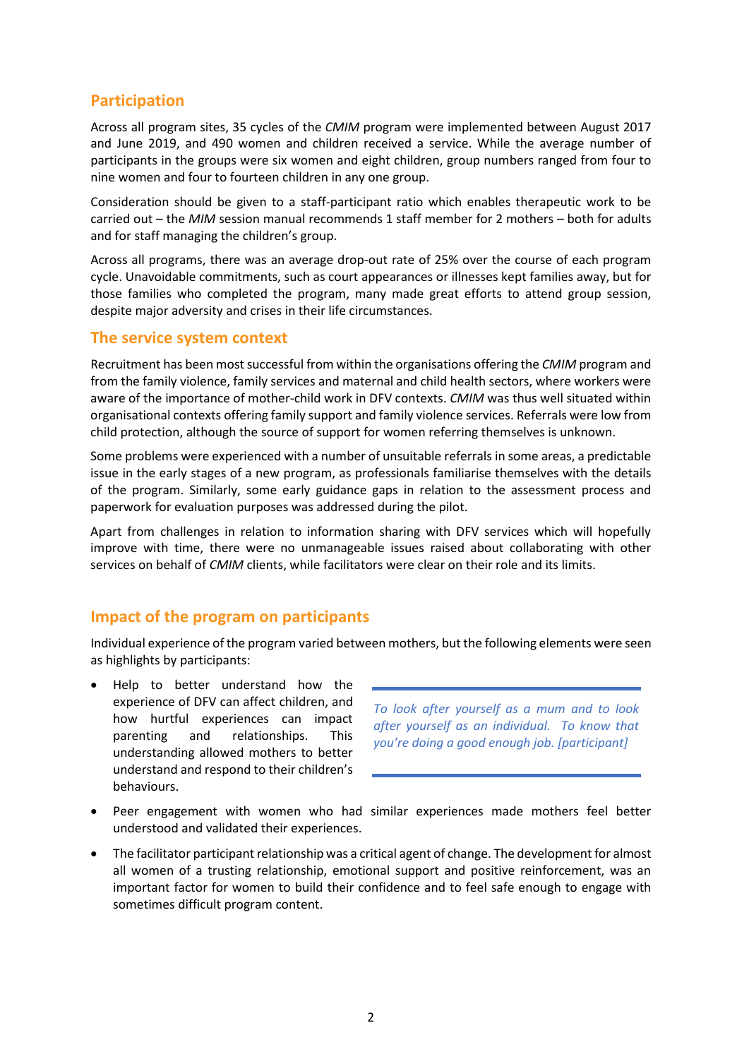## Participation

Across all program sites, 35 cycles of the *CMIM* program were implemented between August 2017 and June 2019, and 490 women and children received a service. While the average number of participants in the groups were six women and eight children, group numbers ranged from four to nine women and four to fourteen children in any one group.

Consideration should be given to a staff-participant ratio which enables therapeutic work to be carried out – the *MIM* session manual recommends 1 staff member for 2 mothers – both for adults and for staff managing the children's group.

Across all programs, there was an average drop-out rate of 25% over the course of each program cycle. Unavoidable commitments, such as court appearances or illnesses kept families away, but for those families who completed the program, many made great efforts to attend group session, despite major adversity and crises in their life circumstances.

## The service system context

Recruitment has been most successful from within the organisations offering the *CMIM* program and from the family violence, family services and maternal and child health sectors, where workers were aware of the importance of mother-child work in DFV contexts. *CMIM* was thus well situated within organisational contexts offering family support and family violence services. Referrals were low from child protection, although the source of support for women referring themselves is unknown.

Some problems were experienced with a number of unsuitable referrals in some areas, a predictable issue in the early stages of a new program, as professionals familiarise themselves with the details of the program. Similarly, some early guidance gaps in relation to the assessment process and paperwork for evaluation purposes was addressed during the pilot.

Apart from challenges in relation to information sharing with DFV services which will hopefully improve with time, there were no unmanageable issues raised about collaborating with other services on behalf of *CMIM* clients, while facilitators were clear on their role and its limits.

## Impact of the program on participants

Individual experience of the program varied between mothers, but the following elements were seen as highlights by participants:

> *To look after yourself as a mum and to look after yourself as an individual. To know that you're doing a good enough job. [participant]*

- Help to better understand how the experience of DFV can affect children, and how hurtful experiences can impact parenting and relationships. This understanding allowed mothers to better understand and respond to their children's behaviours.
- Peer engagement with women who had similar experiences made mothers feel better understood and validated their experiences.
- The facilitator participant relationship was a critical agent of change. The development for almost all women of a trusting relationship, emotional support and positive reinforcement, was an important factor for women to build their confidence and to feel safe enough to engage with sometimes difficult program content.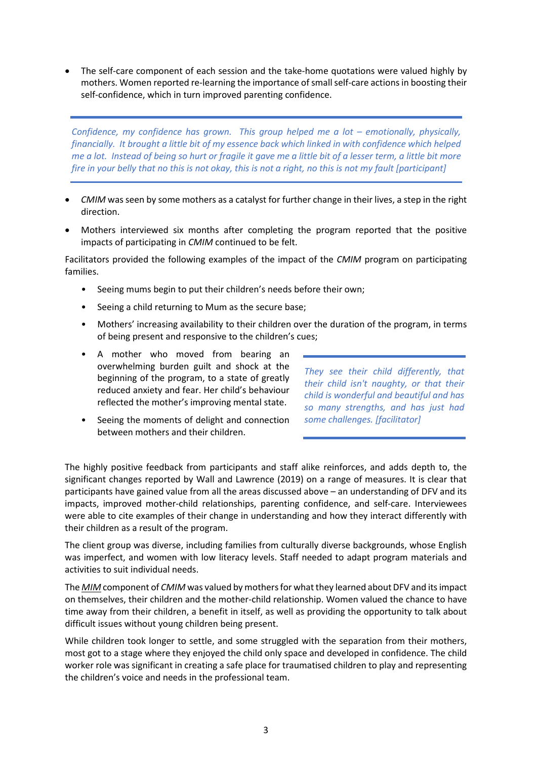- The self-care component of each session and the take-home quotations were valued highly by mothers. Women reported re-learning the importance of small self-care actions in boosting their self-confidence, which in turn improved parenting confidence.

> *Confidence, my confidence has grown. This group helped me a lot – emotionally, physically, financially. It brought a little bit of my essence back which linked in with confidence which helped me a lot. Instead of being so hurt or fragile it gave me a little bit of a lesser term, a little bit more fire in your belly that no this is not okay, this is not a right, no this is not my fault [participant]*

- *CMIM* was seen by some mothers as a catalyst for further change in their lives, a step in the right direction.
- Mothers interviewed six months after completing the program reported that the positive impacts of participating in *CMIM* continued to be felt.

Facilitators provided the following examples of the impact of the *CMIM* program on participating families.

- Seeing mums begin to put their children's needs before their own;
- Seeing a child returning to Mum as the secure base;
- Mothers' increasing availability to their children over the duration of the program, in terms of being present and responsive to the children's cues;
- A mother who moved from bearing an overwhelming burden guilt and shock at the beginning of the program, to a state of greatly reduced anxiety and fear. Her child's behaviour reflected the mother's improving mental state.
- Seeing the moments of delight and connection between mothers and their children.

> *They see their child differently, that their child isn't naughty, or that their child is wonderful and beautiful and has so many strengths, and has just had some challenges. [facilitator]*

The highly positive feedback from participants and staff alike reinforces, and adds depth to, the significant changes reported by Wall and Lawrence (2019) on a range of measures. It is clear that participants have gained value from all the areas discussed above – an understanding of DFV and its impacts, improved mother-child relationships, parenting confidence, and self-care. Interviewees were able to cite examples of their change in understanding and how they interact differently with their children as a result of the program.

The client group was diverse, including families from culturally diverse backgrounds, whose English was imperfect, and women with low literacy levels. Staff needed to adapt program materials and activities to suit individual needs.

The *MIM* component of *CMIM* was valued by mothers for what they learned about DFV and its impact on themselves, their children and the mother-child relationship. Women valued the chance to have time away from their children, a benefit in itself, as well as providing the opportunity to talk about difficult issues without young children being present.

While children took longer to settle, and some struggled with the separation from their mothers, most got to a stage where they enjoyed the child only space and developed in confidence. The child worker role was significant in creating a safe place for traumatised children to play and representing the children's voice and needs in the professional team.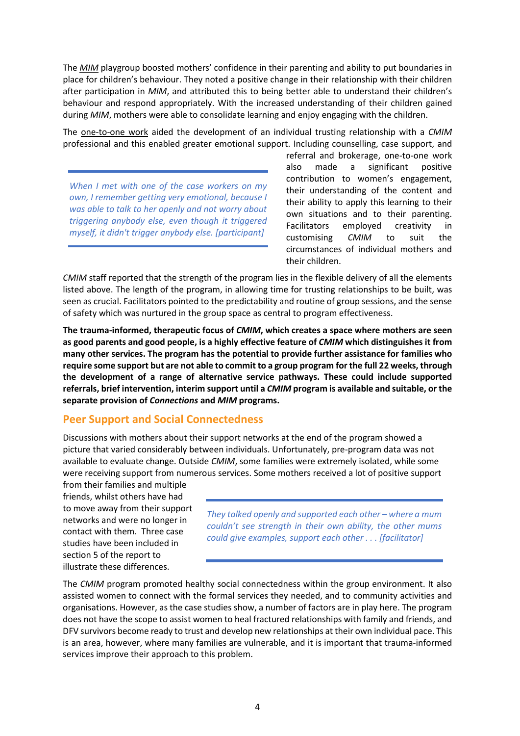The *MIM* playgroup boosted mothers' confidence in their parenting and ability to put boundaries in place for children's behaviour. They noted a positive change in their relationship with their children after participation in *MIM*, and attributed this to being better able to understand their children's behaviour and respond appropriately. With the increased understanding of their children gained during *MIM*, mothers were able to consolidate learning and enjoy engaging with the children.

The one-to-one work aided the development of an individual trusting relationship with a *CMIM* professional and this enabled greater emotional support. Including counselling, case support, and referral and brokerage, one-to-one work also made a significant positive contribution to women's engagement, their understanding of the content and their ability to apply this learning to their own situations and to their parenting. Facilitators employed creativity in customising *CMIM* to suit the circumstances of individual mothers and their children.

> *When I met with one of the case workers on my own, I remember getting very emotional, because I was able to talk to her openly and not worry about triggering anybody else, even though it triggered myself, it didn't trigger anybody else. [participant]*

*CMIM* staff reported that the strength of the program lies in the flexible delivery of all the elements listed above. The length of the program, in allowing time for trusting relationships to be built, was seen as crucial. Facilitators pointed to the predictability and routine of group sessions, and the sense of safety which was nurtured in the group space as central to program effectiveness.

**The trauma-informed, therapeutic focus of *CMIM*, which creates a space where mothers are seen as good parents and good people, is a highly effective feature of *CMIM* which distinguishes it from many other services. The program has the potential to provide further assistance for families who require some support but are not able to commit to a group program for the full 22 weeks, through the development of a range of alternative service pathways. These could include supported referrals, brief intervention, interim support until a *CMIM* program is available and suitable, or the separate provision of *Connections* and *MIM* programs.**

## Peer Support and Social Connectedness

Discussions with mothers about their support networks at the end of the program showed a picture that varied considerably between individuals. Unfortunately, pre-program data was not available to evaluate change. Outside *CMIM*, some families were extremely isolated, while some were receiving support from numerous services. Some mothers received a lot of positive support from their families and multiple friends, whilst others have had to move away from their support networks and were no longer in contact with them. Three case studies have been included in section 5 of the report to illustrate these differences.

> *They talked openly and supported each other – where a mum couldn't see strength in their own ability, the other mums could give examples, support each other . . . [facilitator]*

The *CMIM* program promoted healthy social connectedness within the group environment. It also assisted women to connect with the formal services they needed, and to community activities and organisations. However, as the case studies show, a number of factors are in play here. The program does not have the scope to assist women to heal fractured relationships with family and friends, and DFV survivors become ready to trust and develop new relationships at their own individual pace. This is an area, however, where many families are vulnerable, and it is important that trauma-informed services improve their approach to this problem.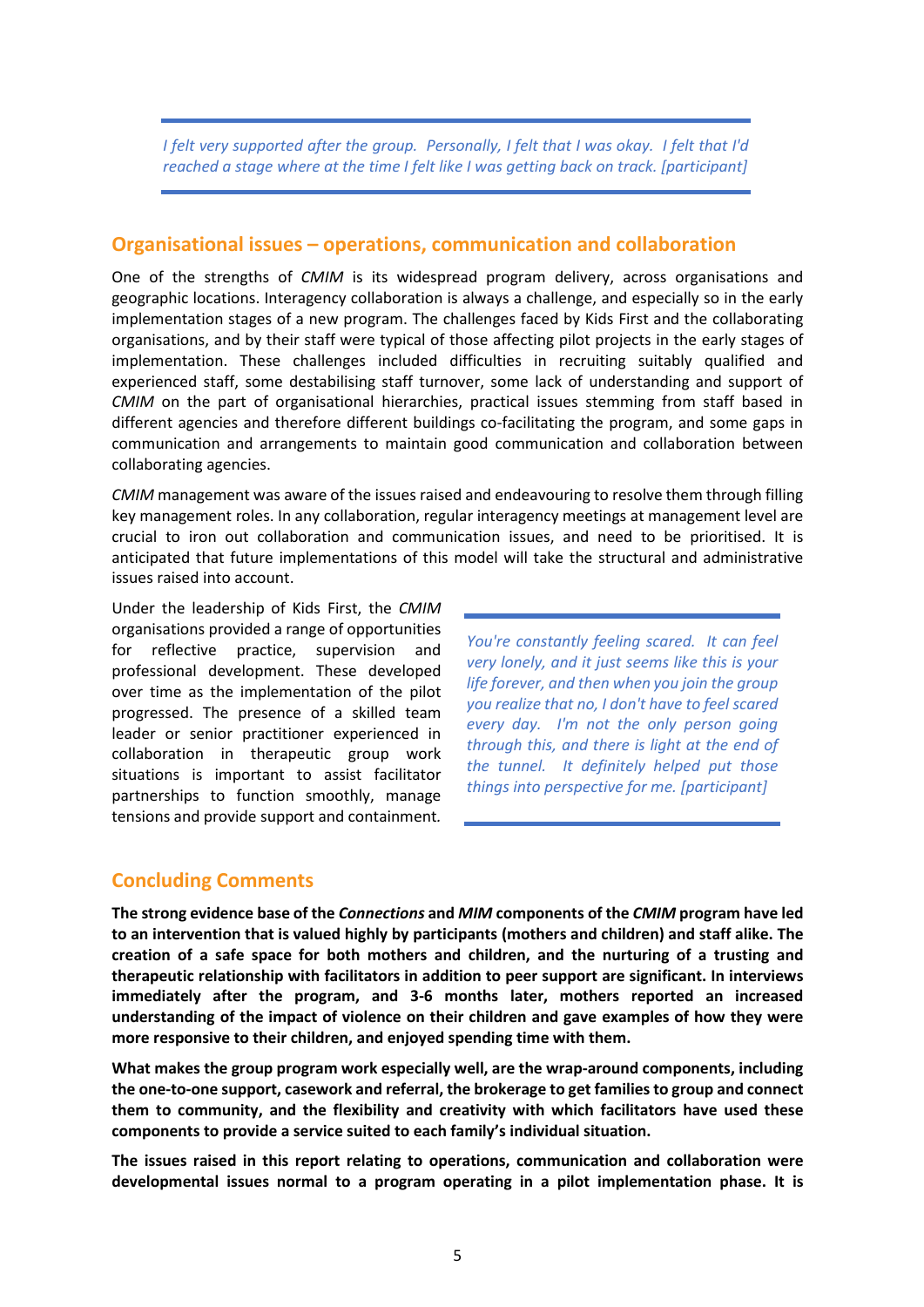> *I felt very supported after the group. Personally, I felt that I was okay. I felt that I'd reached a stage where at the time I felt like I was getting back on track. [participant]*

## Organisational issues – operations, communication and collaboration

One of the strengths of *CMIM* is its widespread program delivery, across organisations and geographic locations. Interagency collaboration is always a challenge, and especially so in the early implementation stages of a new program. The challenges faced by Kids First and the collaborating organisations, and by their staff were typical of those affecting pilot projects in the early stages of implementation. These challenges included difficulties in recruiting suitably qualified and experienced staff, some destabilising staff turnover, some lack of understanding and support of *CMIM* on the part of organisational hierarchies, practical issues stemming from staff based in different agencies and therefore different buildings co-facilitating the program, and some gaps in communication and arrangements to maintain good communication and collaboration between collaborating agencies.

*CMIM* management was aware of the issues raised and endeavouring to resolve them through filling key management roles. In any collaboration, regular interagency meetings at management level are crucial to iron out collaboration and communication issues, and need to be prioritised. It is anticipated that future implementations of this model will take the structural and administrative issues raised into account.

Under the leadership of Kids First, the *CMIM* organisations provided a range of opportunities for reflective practice, supervision and professional development. These developed over time as the implementation of the pilot progressed. The presence of a skilled team leader or senior practitioner experienced in collaboration in therapeutic group work situations is important to assist facilitator partnerships to function smoothly, manage tensions and provide support and containment.

> *You're constantly feeling scared. It can feel very lonely, and it just seems like this is your life forever, and then when you join the group you realize that no, I don't have to feel scared every day. I'm not the only person going through this, and there is light at the end of the tunnel. It definitely helped put those things into perspective for me. [participant]*

## Concluding Comments

**The strong evidence base of the *Connections* and *MIM* components of the *CMIM* program have led to an intervention that is valued highly by participants (mothers and children) and staff alike. The creation of a safe space for both mothers and children, and the nurturing of a trusting and therapeutic relationship with facilitators in addition to peer support are significant. In interviews immediately after the program, and 3-6 months later, mothers reported an increased understanding of the impact of violence on their children and gave examples of how they were more responsive to their children, and enjoyed spending time with them.**

**What makes the group program work especially well, are the wrap-around components, including the one-to-one support, casework and referral, the brokerage to get families to group and connect them to community, and the flexibility and creativity with which facilitators have used these components to provide a service suited to each family's individual situation.**

**The issues raised in this report relating to operations, communication and collaboration were developmental issues normal to a program operating in a pilot implementation phase. It is**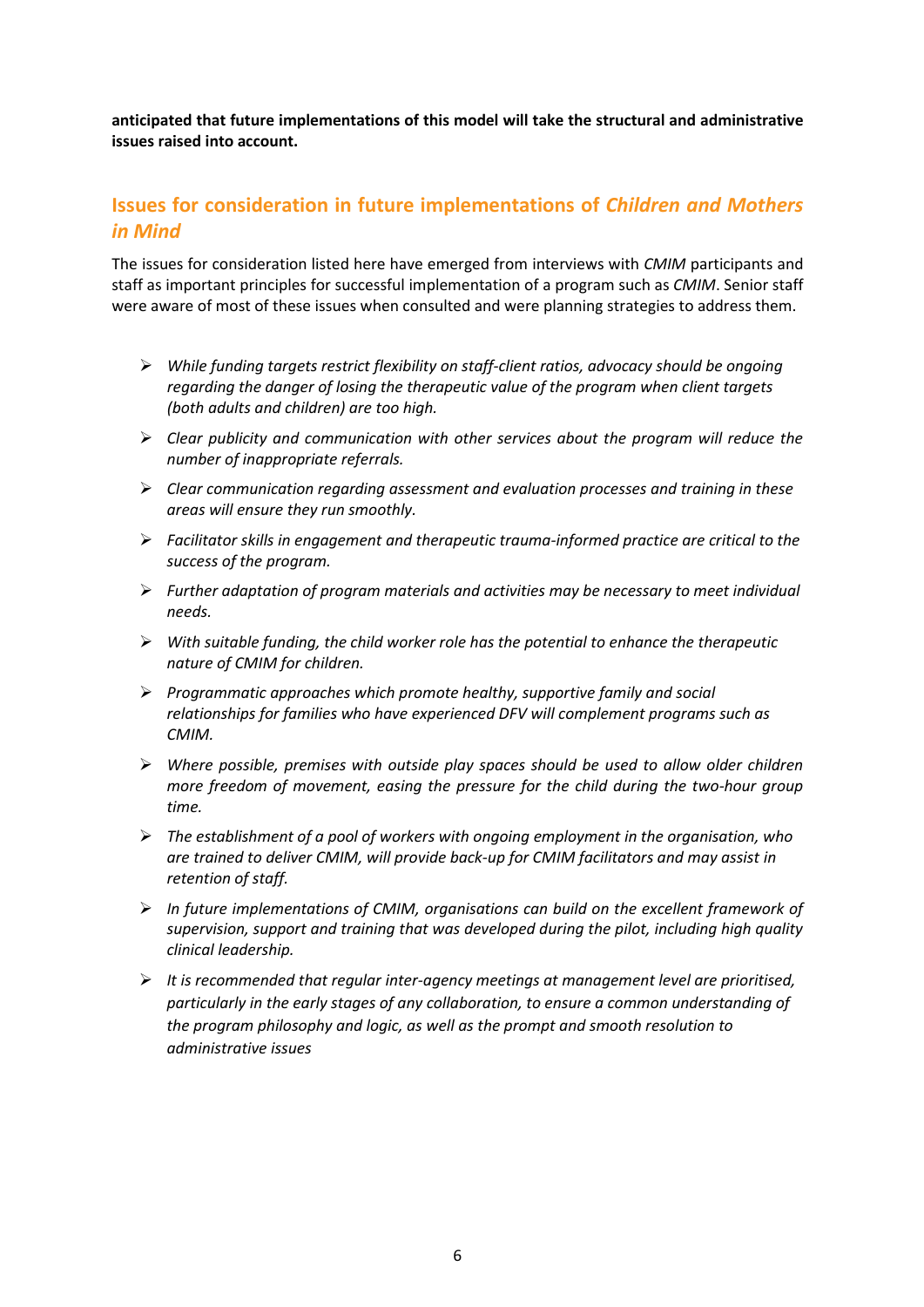**anticipated that future implementations of this model will take the structural and administrative issues raised into account.**

## Issues for consideration in future implementations of *Children and Mothers in Mind*

The issues for consideration listed here have emerged from interviews with *CMIM* participants and staff as important principles for successful implementation of a program such as *CMIM*. Senior staff were aware of most of these issues when consulted and were planning strategies to address them.

- *While funding targets restrict flexibility on staff-client ratios, advocacy should be ongoing regarding the danger of losing the therapeutic value of the program when client targets (both adults and children) are too high.*
- *Clear publicity and communication with other services about the program will reduce the number of inappropriate referrals.*
- *Clear communication regarding assessment and evaluation processes and training in these areas will ensure they run smoothly.*
- *Facilitator skills in engagement and therapeutic trauma-informed practice are critical to the success of the program.*
- *Further adaptation of program materials and activities may be necessary to meet individual needs.*
- *With suitable funding, the child worker role has the potential to enhance the therapeutic nature of CMIM for children.*
- *Programmatic approaches which promote healthy, supportive family and social relationships for families who have experienced DFV will complement programs such as CMIM.*
- *Where possible, premises with outside play spaces should be used to allow older children more freedom of movement, easing the pressure for the child during the two-hour group time.*
- *The establishment of a pool of workers with ongoing employment in the organisation, who are trained to deliver CMIM, will provide back-up for CMIM facilitators and may assist in retention of staff.*
- *In future implementations of CMIM, organisations can build on the excellent framework of supervision, support and training that was developed during the pilot, including high quality clinical leadership.*
- *It is recommended that regular inter-agency meetings at management level are prioritised, particularly in the early stages of any collaboration, to ensure a common understanding of the program philosophy and logic, as well as the prompt and smooth resolution to administrative issues*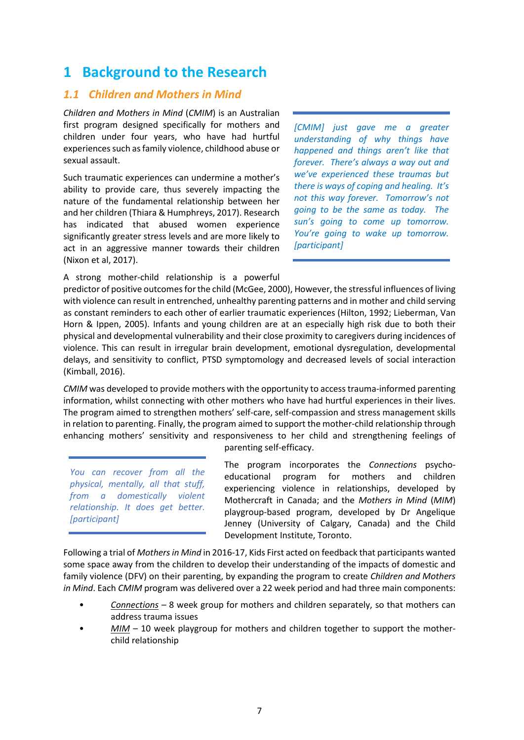# 1 Background to the Research

## 1.1 Children and Mothers in Mind

*Children and Mothers in Mind* (*CMIM*) is an Australian first program designed specifically for mothers and children under four years, who have had hurtful experiences such as family violence, childhood abuse or sexual assault.

> *[CMIM] just gave me a greater understanding of why things have happened and things aren't like that forever. There's always a way out and we've experienced these traumas but there is ways of coping and healing. It's not this way forever. Tomorrow's not going to be the same as today. The sun's going to come up tomorrow. You're going to wake up tomorrow. [participant]*

Such traumatic experiences can undermine a mother's ability to provide care, thus severely impacting the nature of the fundamental relationship between her and her children (Thiara & Humphreys, 2017). Research has indicated that abused women experience significantly greater stress levels and are more likely to act in an aggressive manner towards their children (Nixon et al, 2017).

A strong mother-child relationship is a powerful predictor of positive outcomes for the child (McGee, 2000), However, the stressful influences of living with violence can result in entrenched, unhealthy parenting patterns and in mother and child serving as constant reminders to each other of earlier traumatic experiences (Hilton, 1992; Lieberman, Van Horn & Ippen, 2005). Infants and young children are at an especially high risk due to both their physical and developmental vulnerability and their close proximity to caregivers during incidences of violence. This can result in irregular brain development, emotional dysregulation, developmental delays, and sensitivity to conflict, PTSD symptomology and decreased levels of social interaction (Kimball, 2016).

*CMIM* was developed to provide mothers with the opportunity to access trauma-informed parenting information, whilst connecting with other mothers who have had hurtful experiences in their lives. The program aimed to strengthen mothers' self-care, self-compassion and stress management skills in relation to parenting. Finally, the program aimed to support the mother-child relationship through enhancing mothers' sensitivity and responsiveness to her child and strengthening feelings of parenting self-efficacy.

> *You can recover from all the physical, mentally, all that stuff, from a domestically violent relationship. It does get better. [participant]*

The program incorporates the *Connections* psycho-educational program for mothers and children experiencing violence in relationships, developed by Mothercraft in Canada; and the *Mothers in Mind* (*MIM*) playgroup-based program, developed by Dr Angelique Jenney (University of Calgary, Canada) and the Child Development Institute, Toronto.

Following a trial of *Mothers in Mind* in 2016-17, Kids First acted on feedback that participants wanted some space away from the children to develop their understanding of the impacts of domestic and family violence (DFV) on their parenting, by expanding the program to create *Children and Mothers in Mind*. Each *CMIM* program was delivered over a 22 week period and had three main components:

- <u>*Connections*</u> – 8 week group for mothers and children separately, so that mothers can address trauma issues
- <u>*MIM*</u> – 10 week playgroup for mothers and children together to support the mother-child relationship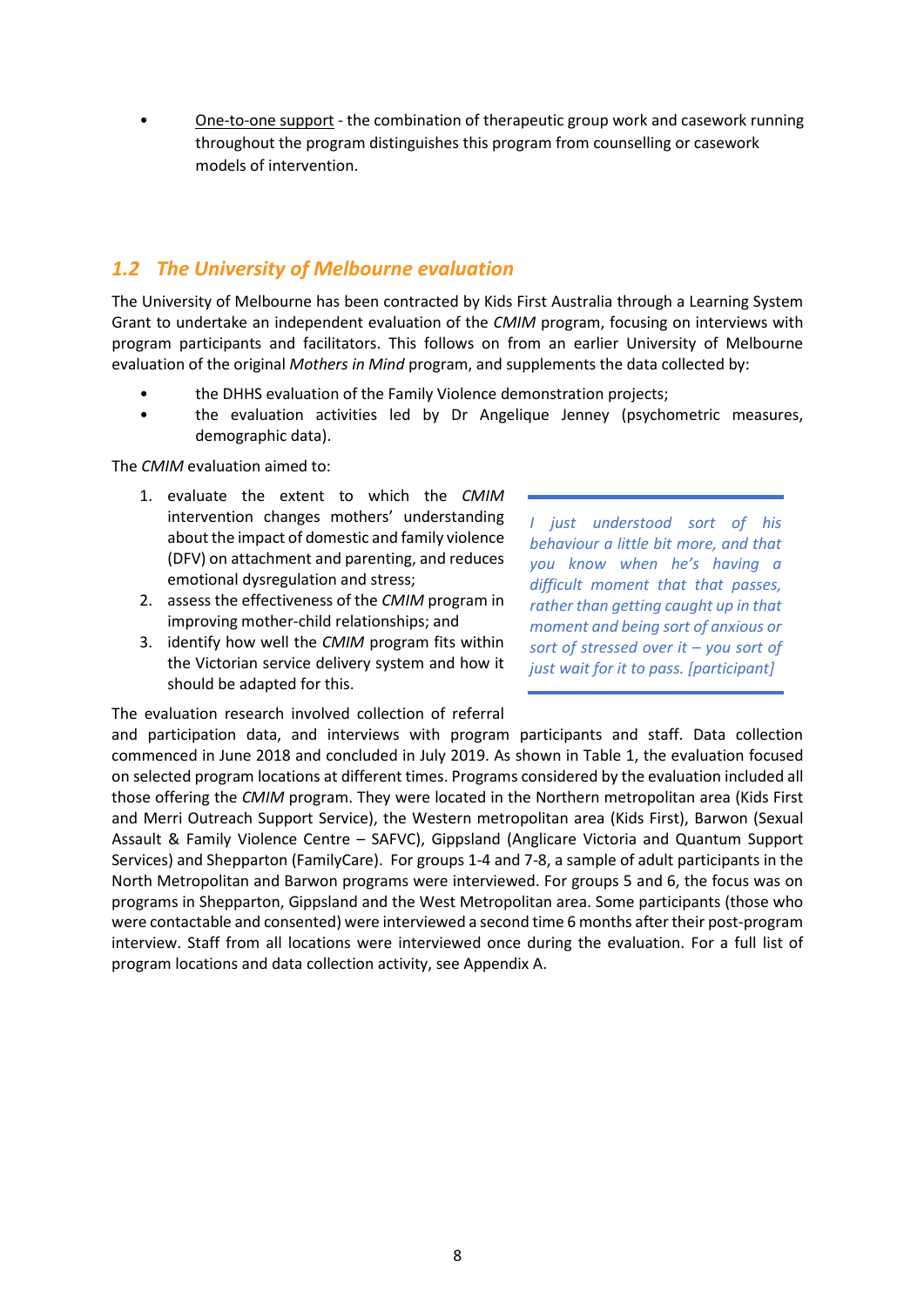- <u>One-to-one support</u> - the combination of therapeutic group work and casework running throughout the program distinguishes this program from counselling or casework models of intervention.

## *1.2 The University of Melbourne evaluation*

The University of Melbourne has been contracted by Kids First Australia through a Learning System Grant to undertake an independent evaluation of the *CMIM* program, focusing on interviews with program participants and facilitators. This follows on from an earlier University of Melbourne evaluation of the original *Mothers in Mind* program, and supplements the data collected by:

- the DHHS evaluation of the Family Violence demonstration projects;
- the evaluation activities led by Dr Angelique Jenney (psychometric measures, demographic data).

The *CMIM* evaluation aimed to:

1. evaluate the extent to which the *CMIM* intervention changes mothers' understanding about the impact of domestic and family violence (DFV) on attachment and parenting, and reduces emotional dysregulation and stress;
2. assess the effectiveness of the *CMIM* program in improving mother-child relationships; and
3. identify how well the *CMIM* program fits within the Victorian service delivery system and how it should be adapted for this.

> *I just understood sort of his behaviour a little bit more, and that you know when he's having a difficult moment that that passes, rather than getting caught up in that moment and being sort of anxious or sort of stressed over it – you sort of just wait for it to pass. [participant]*

The evaluation research involved collection of referral and participation data, and interviews with program participants and staff. Data collection commenced in June 2018 and concluded in July 2019. As shown in Table 1, the evaluation focused on selected program locations at different times. Programs considered by the evaluation included all those offering the *CMIM* program. They were located in the Northern metropolitan area (Kids First and Merri Outreach Support Service), the Western metropolitan area (Kids First), Barwon (Sexual Assault & Family Violence Centre – SAFVC), Gippsland (Anglicare Victoria and Quantum Support Services) and Shepparton (FamilyCare). For groups 1-4 and 7-8, a sample of adult participants in the North Metropolitan and Barwon programs were interviewed. For groups 5 and 6, the focus was on programs in Shepparton, Gippsland and the West Metropolitan area. Some participants (those who were contactable and consented) were interviewed a second time 6 months after their post-program interview. Staff from all locations were interviewed once during the evaluation. For a full list of program locations and data collection activity, see Appendix A.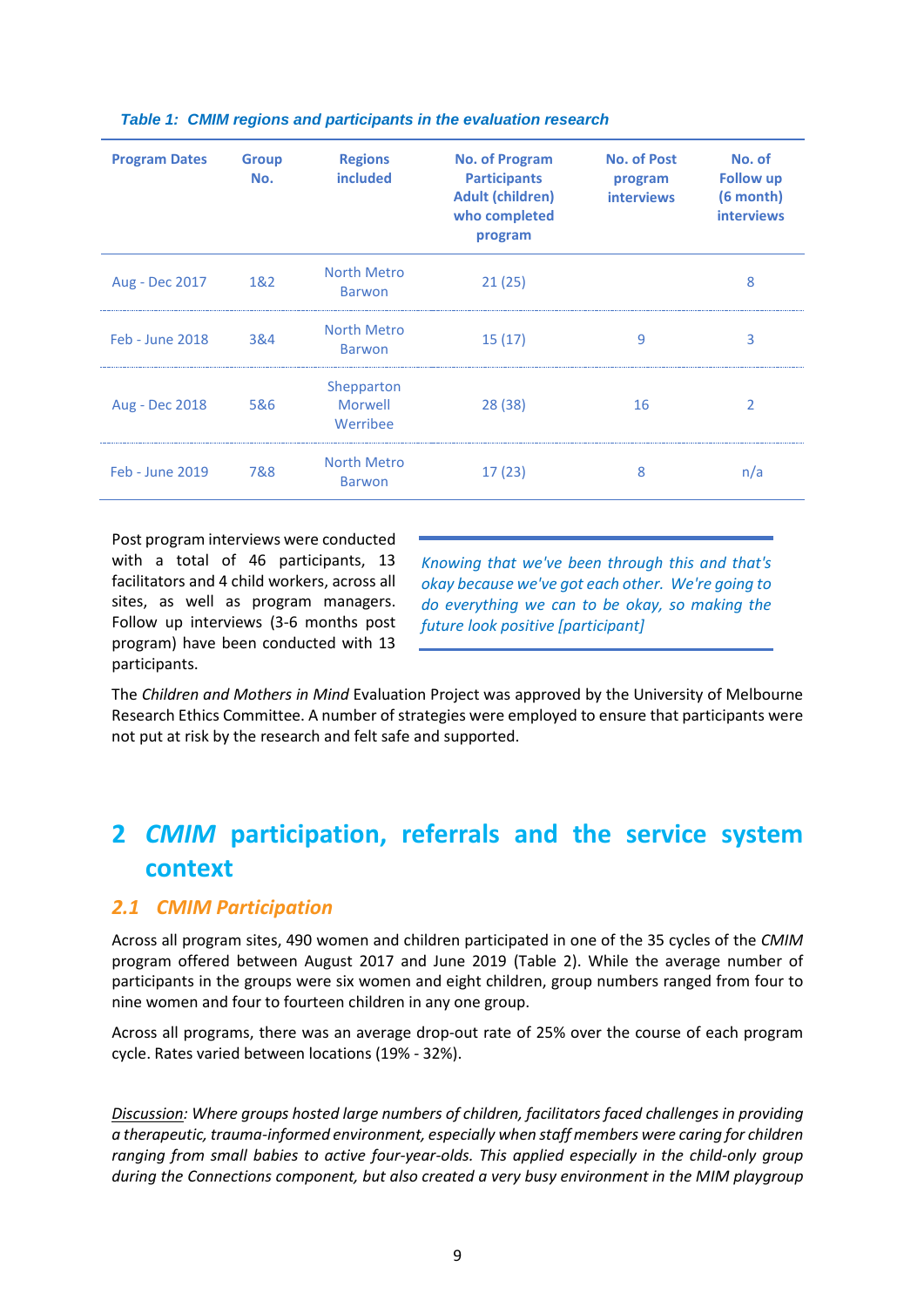*Table 1: CMIM regions and participants in the evaluation research*

| Program Dates | Group No. | Regions included | No. of Program Participants Adult (children) who completed program | No. of Post program interviews | No. of Follow up (6 month) interviews |
|---|---|---|---|---|---|
| Aug - Dec 2017 | 1&2 | North Metro Barwon | 21 (25) | | 8 |
| Feb - June 2018 | 3&4 | North Metro Barwon | 15 (17) | 9 | 3 |
| Aug - Dec 2018 | 5&6 | Shepparton Morwell Werribee | 28 (38) | 16 | 2 |
| Feb - June 2019 | 7&8 | North Metro Barwon | 17 (23) | 8 | n/a |

Post program interviews were conducted with a total of 46 participants, 13 facilitators and 4 child workers, across all sites, as well as program managers. Follow up interviews (3-6 months post program) have been conducted with 13 participants.

> *Knowing that we've been through this and that's okay because we've got each other. We're going to do everything we can to be okay, so making the future look positive [participant]*

The *Children and Mothers in Mind* Evaluation Project was approved by the University of Melbourne Research Ethics Committee. A number of strategies were employed to ensure that participants were not put at risk by the research and felt safe and supported.

# 2 *CMIM* participation, referrals and the service system context

## 2.1 *CMIM Participation*

Across all program sites, 490 women and children participated in one of the 35 cycles of the *CMIM* program offered between August 2017 and June 2019 (Table 2). While the average number of participants in the groups were six women and eight children, group numbers ranged from four to nine women and four to fourteen children in any one group.

Across all programs, there was an average drop-out rate of 25% over the course of each program cycle. Rates varied between locations (19% - 32%).

*Discussion: Where groups hosted large numbers of children, facilitators faced challenges in providing a therapeutic, trauma-informed environment, especially when staff members were caring for children ranging from small babies to active four-year-olds. This applied especially in the child-only group during the Connections component, but also created a very busy environment in the MIM playgroup*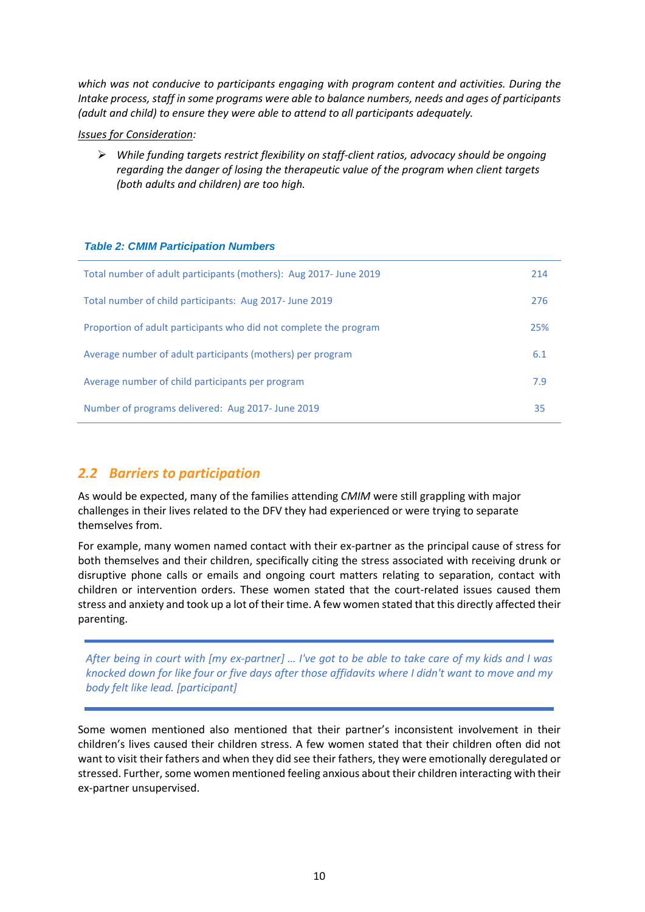*which was not conducive to participants engaging with program content and activities. During the Intake process, staff in some programs were able to balance numbers, needs and ages of participants (adult and child) to ensure they were able to attend to all participants adequately.*

Issues for Consideration:

- *While funding targets restrict flexibility on staff-client ratios, advocacy should be ongoing regarding the danger of losing the therapeutic value of the program when client targets (both adults and children) are too high.*

***Table 2: CMIM Participation Numbers***

| | |
|---|---|
| Total number of adult participants (mothers): Aug 2017- June 2019 | 214 |
| Total number of child participants: Aug 2017- June 2019 | 276 |
| Proportion of adult participants who did not complete the program | 25% |
| Average number of adult participants (mothers) per program | 6.1 |
| Average number of child participants per program | 7.9 |
| Number of programs delivered: Aug 2017- June 2019 | 35 |

## *2.2 Barriers to participation*

As would be expected, many of the families attending *CMIM* were still grappling with major challenges in their lives related to the DFV they had experienced or were trying to separate themselves from.

For example, many women named contact with their ex-partner as the principal cause of stress for both themselves and their children, specifically citing the stress associated with receiving drunk or disruptive phone calls or emails and ongoing court matters relating to separation, contact with children or intervention orders. These women stated that the court-related issues caused them stress and anxiety and took up a lot of their time. A few women stated that this directly affected their parenting.

> *After being in court with [my ex-partner] … I've got to be able to take care of my kids and I was knocked down for like four or five days after those affidavits where I didn't want to move and my body felt like lead. [participant]*

Some women mentioned also mentioned that their partner's inconsistent involvement in their children's lives caused their children stress. A few women stated that their children often did not want to visit their fathers and when they did see their fathers, they were emotionally deregulated or stressed. Further, some women mentioned feeling anxious about their children interacting with their ex-partner unsupervised.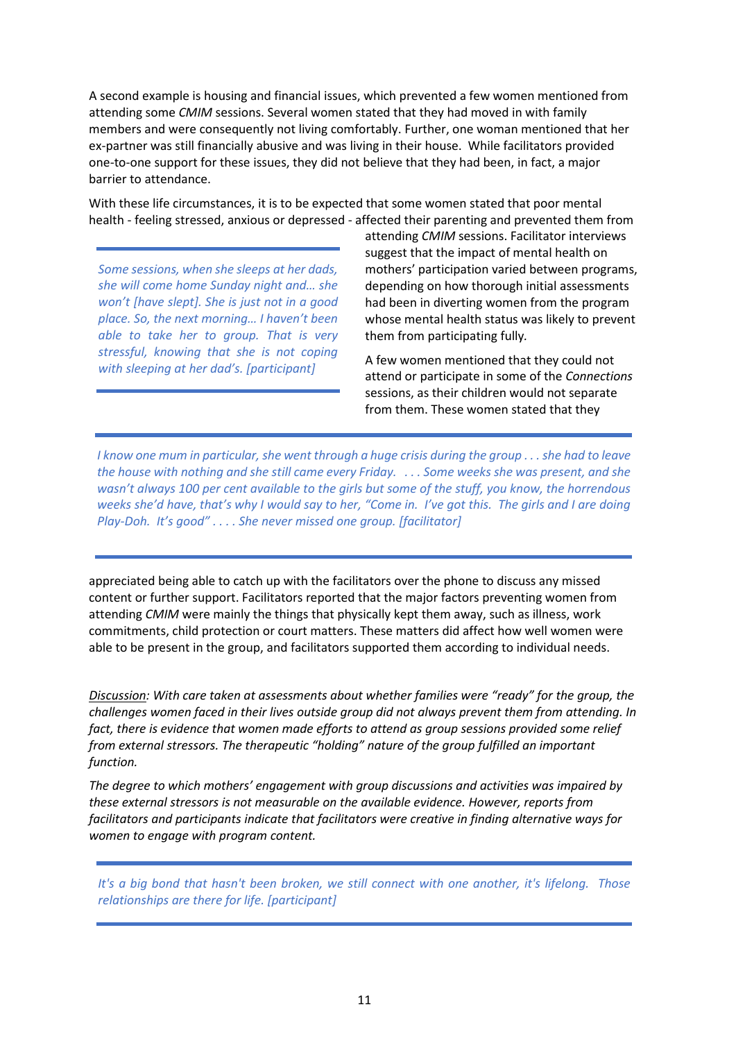A second example is housing and financial issues, which prevented a few women mentioned from attending some *CMIM* sessions. Several women stated that they had moved in with family members and were consequently not living comfortably. Further, one woman mentioned that her ex-partner was still financially abusive and was living in their house. While facilitators provided one-to-one support for these issues, they did not believe that they had been, in fact, a major barrier to attendance.

With these life circumstances, it is to be expected that some women stated that poor mental health - feeling stressed, anxious or depressed - affected their parenting and prevented them from attending *CMIM* sessions. Facilitator interviews suggest that the impact of mental health on mothers' participation varied between programs, depending on how thorough initial assessments had been in diverting women from the program whose mental health status was likely to prevent them from participating fully.

> *Some sessions, when she sleeps at her dads, she will come home Sunday night and… she won't [have slept]. She is just not in a good place. So, the next morning… I haven't been able to take her to group. That is very stressful, knowing that she is not coping with sleeping at her dad's. [participant]*

A few women mentioned that they could not attend or participate in some of the *Connections* sessions, as their children would not separate from them. These women stated that they appreciated being able to catch up with the facilitators over the phone to discuss any missed content or further support. Facilitators reported that the major factors preventing women from attending *CMIM* were mainly the things that physically kept them away, such as illness, work commitments, child protection or court matters. These matters did affect how well women were able to be present in the group, and facilitators supported them according to individual needs.

> *I know one mum in particular, she went through a huge crisis during the group . . . she had to leave the house with nothing and she still came every Friday. . . . Some weeks she was present, and she wasn't always 100 per cent available to the girls but some of the stuff, you know, the horrendous weeks she'd have, that's why I would say to her, "Come in. I've got this. The girls and I are doing Play-Doh. It's good" . . . . She never missed one group. [facilitator]*

<u>Discussion</u>: *With care taken at assessments about whether families were "ready" for the group, the challenges women faced in their lives outside group did not always prevent them from attending. In fact, there is evidence that women made efforts to attend as group sessions provided some relief from external stressors. The therapeutic "holding" nature of the group fulfilled an important function.*

*The degree to which mothers' engagement with group discussions and activities was impaired by these external stressors is not measurable on the available evidence. However, reports from facilitators and participants indicate that facilitators were creative in finding alternative ways for women to engage with program content.*

> *It's a big bond that hasn't been broken, we still connect with one another, it's lifelong. Those relationships are there for life. [participant]*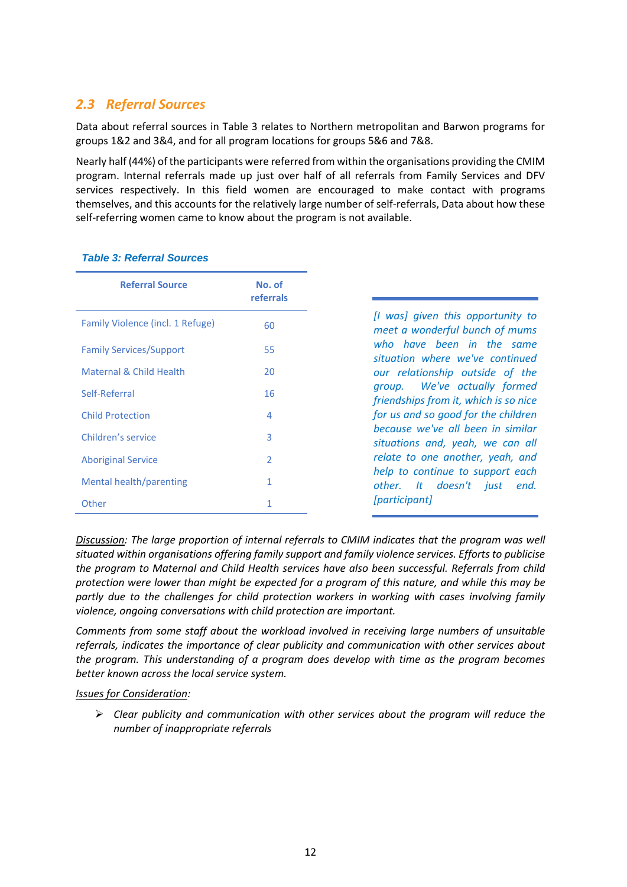## 2.3 Referral Sources

Data about referral sources in Table 3 relates to Northern metropolitan and Barwon programs for groups 1&2 and 3&4, and for all program locations for groups 5&6 and 7&8.

Nearly half (44%) of the participants were referred from within the organisations providing the CMIM program. Internal referrals made up just over half of all referrals from Family Services and DFV services respectively. In this field women are encouraged to make contact with programs themselves, and this accounts for the relatively large number of self-referrals, Data about how these self-referring women came to know about the program is not available.

***Table 3: Referral Sources***

| Referral Source | No. of referrals |
|---|---|
| Family Violence (incl. 1 Refuge) | 60 |
| Family Services/Support | 55 |
| Maternal & Child Health | 20 |
| Self-Referral | 16 |
| Child Protection | 4 |
| Children's service | 3 |
| Aboriginal Service | 2 |
| Mental health/parenting | 1 |
| Other | 1 |

> *[I was] given this opportunity to meet a wonderful bunch of mums who have been in the same situation where we've continued our relationship outside of the group. We've actually formed friendships from it, which is so nice for us and so good for the children because we've all been in similar situations and, yeah, we can all relate to one another, yeah, and help to continue to support each other. It doesn't just end. [participant]*

*<u>Discussion</u>: The large proportion of internal referrals to CMIM indicates that the program was well situated within organisations offering family support and family violence services. Efforts to publicise the program to Maternal and Child Health services have also been successful. Referrals from child protection were lower than might be expected for a program of this nature, and while this may be partly due to the challenges for child protection workers in working with cases involving family violence, ongoing conversations with child protection are important.*

*Comments from some staff about the workload involved in receiving large numbers of unsuitable referrals, indicates the importance of clear publicity and communication with other services about the program. This understanding of a program does develop with time as the program becomes better known across the local service system.*

*<u>Issues for Consideration</u>:*

- *Clear publicity and communication with other services about the program will reduce the number of inappropriate referrals*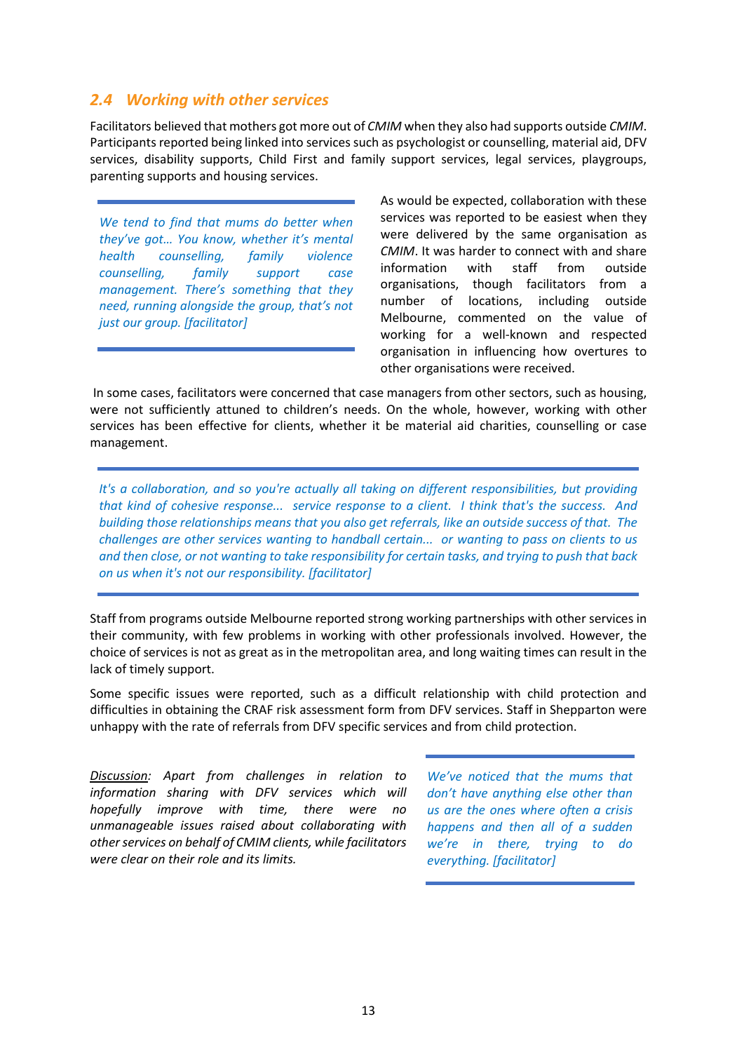## 2.4 Working with other services

Facilitators believed that mothers got more out of *CMIM* when they also had supports outside *CMIM*. Participants reported being linked into services such as psychologist or counselling, material aid, DFV services, disability supports, Child First and family support services, legal services, playgroups, parenting supports and housing services.

> *We tend to find that mums do better when they've got… You know, whether it's mental health counselling, family violence counselling, family support case management. There's something that they need, running alongside the group, that's not just our group. [facilitator]*

As would be expected, collaboration with these services was reported to be easiest when they were delivered by the same organisation as *CMIM*. It was harder to connect with and share information with staff from outside organisations, though facilitators from a number of locations, including outside Melbourne, commented on the value of working for a well-known and respected organisation in influencing how overtures to other organisations were received.

In some cases, facilitators were concerned that case managers from other sectors, such as housing, were not sufficiently attuned to children's needs. On the whole, however, working with other services has been effective for clients, whether it be material aid charities, counselling or case management.

> *It's a collaboration, and so you're actually all taking on different responsibilities, but providing that kind of cohesive response... service response to a client. I think that's the success. And building those relationships means that you also get referrals, like an outside success of that. The challenges are other services wanting to handball certain... or wanting to pass on clients to us and then close, or not wanting to take responsibility for certain tasks, and trying to push that back on us when it's not our responsibility. [facilitator]*

Staff from programs outside Melbourne reported strong working partnerships with other services in their community, with few problems in working with other professionals involved. However, the choice of services is not as great as in the metropolitan area, and long waiting times can result in the lack of timely support.

Some specific issues were reported, such as a difficult relationship with child protection and difficulties in obtaining the CRAF risk assessment form from DFV services. Staff in Shepparton were unhappy with the rate of referrals from DFV specific services and from child protection.

*<u>Discussion</u>: Apart from challenges in relation to information sharing with DFV services which will hopefully improve with time, there were no unmanageable issues raised about collaborating with other services on behalf of CMIM clients, while facilitators were clear on their role and its limits.*

> *We've noticed that the mums that don't have anything else other than us are the ones where often a crisis happens and then all of a sudden we're in there, trying to do everything. [facilitator]*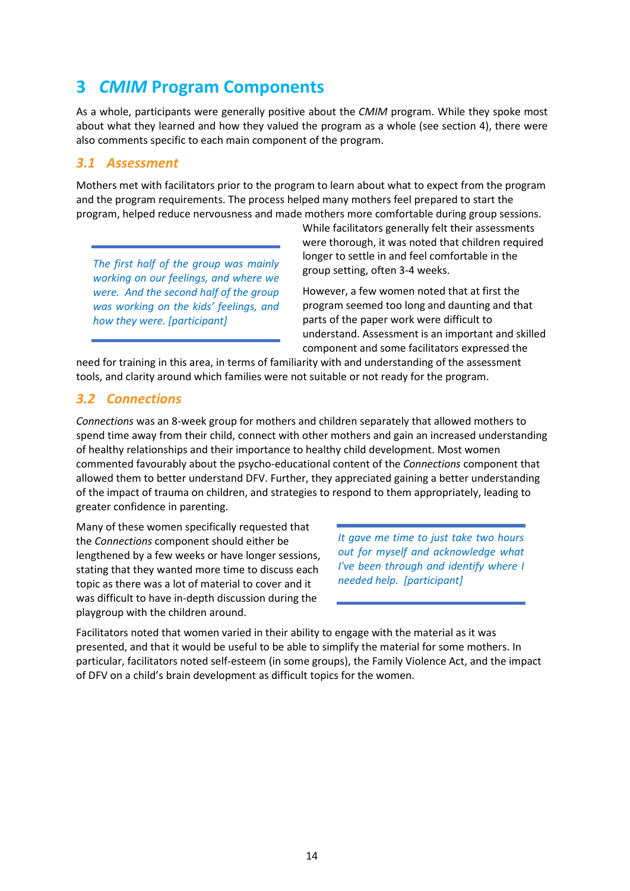# 3 *CMIM* Program Components

As a whole, participants were generally positive about the *CMIM* program. While they spoke most about what they learned and how they valued the program as a whole (see section 4), there were also comments specific to each main component of the program.

## 3.1 Assessment

Mothers met with facilitators prior to the program to learn about what to expect from the program and the program requirements. The process helped many mothers feel prepared to start the program, helped reduce nervousness and made mothers more comfortable during group sessions. While facilitators generally felt their assessments were thorough, it was noted that children required longer to settle in and feel comfortable in the group setting, often 3-4 weeks.

> *The first half of the group was mainly working on our feelings, and where we were. And the second half of the group was working on the kids' feelings, and how they were. [participant]*

However, a few women noted that at first the program seemed too long and daunting and that parts of the paper work were difficult to understand. Assessment is an important and skilled component and some facilitators expressed the need for training in this area, in terms of familiarity with and understanding of the assessment tools, and clarity around which families were not suitable or not ready for the program.

## 3.2 Connections

*Connections* was an 8-week group for mothers and children separately that allowed mothers to spend time away from their child, connect with other mothers and gain an increased understanding of healthy relationships and their importance to healthy child development. Most women commented favourably about the psycho-educational content of the *Connections* component that allowed them to better understand DFV. Further, they appreciated gaining a better understanding of the impact of trauma on children, and strategies to respond to them appropriately, leading to greater confidence in parenting.

Many of these women specifically requested that the *Connections* component should either be lengthened by a few weeks or have longer sessions, stating that they wanted more time to discuss each topic as there was a lot of material to cover and it was difficult to have in-depth discussion during the playgroup with the children around.

> *It gave me time to just take two hours out for myself and acknowledge what I've been through and identify where I needed help. [participant]*

Facilitators noted that women varied in their ability to engage with the material as it was presented, and that it would be useful to be able to simplify the material for some mothers. In particular, facilitators noted self-esteem (in some groups), the Family Violence Act, and the impact of DFV on a child's brain development as difficult topics for the women.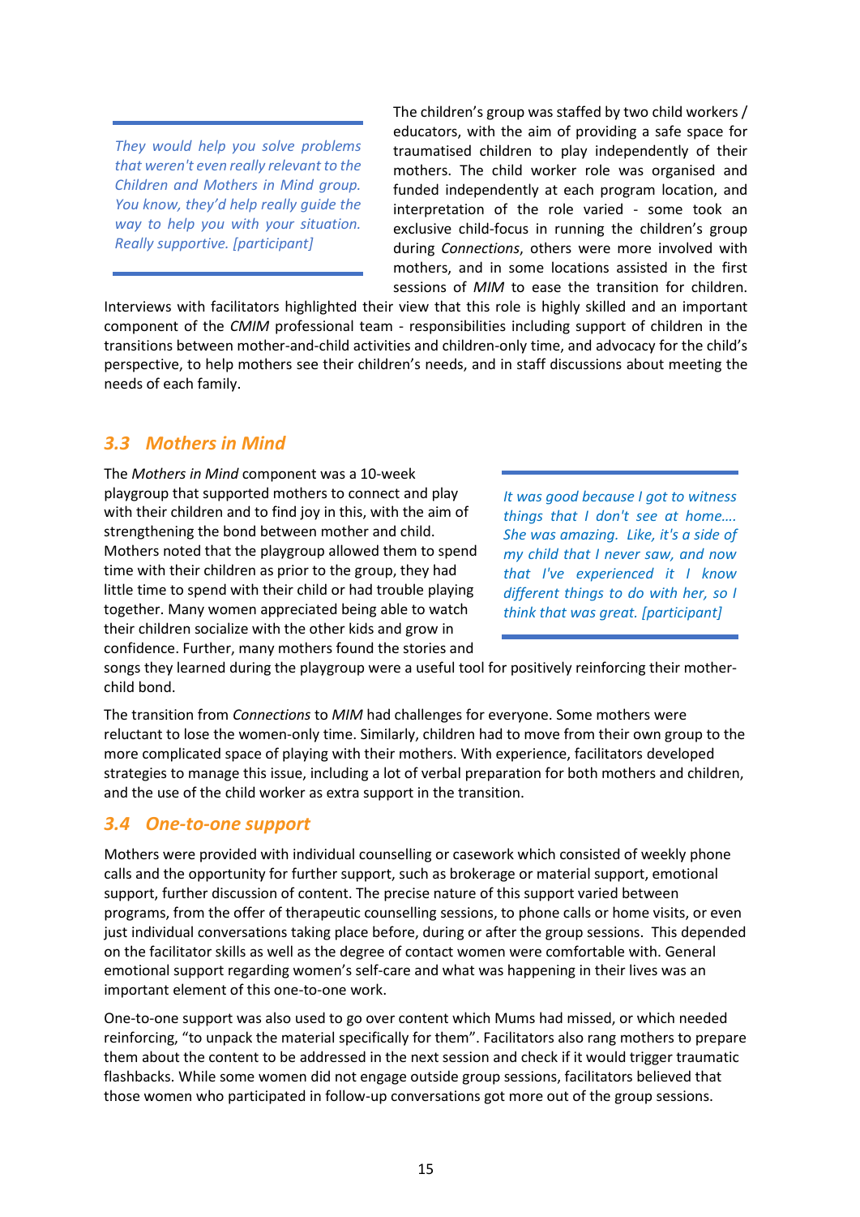> *They would help you solve problems that weren't even really relevant to the Children and Mothers in Mind group. You know, they'd help really guide the way to help you with your situation. Really supportive. [participant]*

The children's group was staffed by two child workers / educators, with the aim of providing a safe space for traumatised children to play independently of their mothers. The child worker role was organised and funded independently at each program location, and interpretation of the role varied - some took an exclusive child-focus in running the children's group during *Connections*, others were more involved with mothers, and in some locations assisted in the first sessions of *MIM* to ease the transition for children. Interviews with facilitators highlighted their view that this role is highly skilled and an important component of the *CMIM* professional team - responsibilities including support of children in the transitions between mother-and-child activities and children-only time, and advocacy for the child's perspective, to help mothers see their children's needs, and in staff discussions about meeting the needs of each family.

## 3.3 Mothers in Mind

The *Mothers in Mind* component was a 10-week playgroup that supported mothers to connect and play with their children and to find joy in this, with the aim of strengthening the bond between mother and child. Mothers noted that the playgroup allowed them to spend time with their children as prior to the group, they had little time to spend with their child or had trouble playing together. Many women appreciated being able to watch their children socialize with the other kids and grow in confidence. Further, many mothers found the stories and songs they learned during the playgroup were a useful tool for positively reinforcing their mother-child bond.

> *It was good because I got to witness things that I don't see at home…. She was amazing. Like, it's a side of my child that I never saw, and now that I've experienced it I know different things to do with her, so I think that was great. [participant]*

The transition from *Connections* to *MIM* had challenges for everyone. Some mothers were reluctant to lose the women-only time. Similarly, children had to move from their own group to the more complicated space of playing with their mothers. With experience, facilitators developed strategies to manage this issue, including a lot of verbal preparation for both mothers and children, and the use of the child worker as extra support in the transition.

## 3.4 One-to-one support

Mothers were provided with individual counselling or casework which consisted of weekly phone calls and the opportunity for further support, such as brokerage or material support, emotional support, further discussion of content. The precise nature of this support varied between programs, from the offer of therapeutic counselling sessions, to phone calls or home visits, or even just individual conversations taking place before, during or after the group sessions. This depended on the facilitator skills as well as the degree of contact women were comfortable with. General emotional support regarding women's self-care and what was happening in their lives was an important element of this one-to-one work.

One-to-one support was also used to go over content which Mums had missed, or which needed reinforcing, "to unpack the material specifically for them". Facilitators also rang mothers to prepare them about the content to be addressed in the next session and check if it would trigger traumatic flashbacks. While some women did not engage outside group sessions, facilitators believed that those women who participated in follow-up conversations got more out of the group sessions.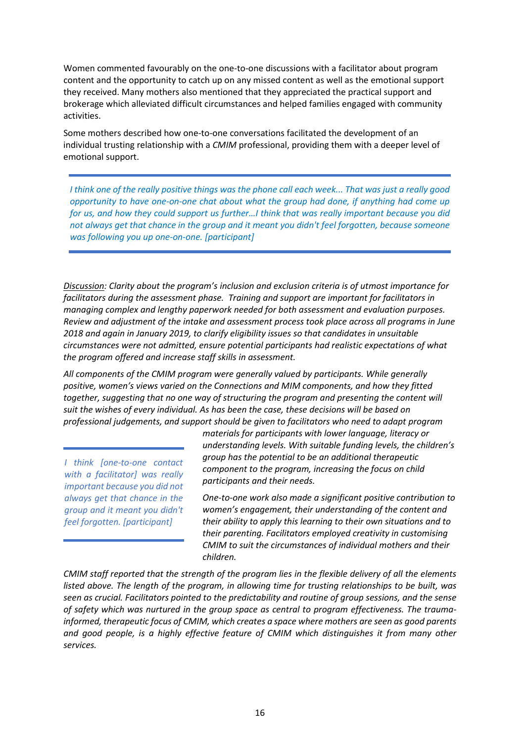Women commented favourably on the one-to-one discussions with a facilitator about program content and the opportunity to catch up on any missed content as well as the emotional support they received. Many mothers also mentioned that they appreciated the practical support and brokerage which alleviated difficult circumstances and helped families engaged with community activities.

Some mothers described how one-to-one conversations facilitated the development of an individual trusting relationship with a *CMIM* professional, providing them with a deeper level of emotional support.

> *I think one of the really positive things was the phone call each week... That was just a really good opportunity to have one-on-one chat about what the group had done, if anything had come up for us, and how they could support us further…I think that was really important because you did not always get that chance in the group and it meant you didn't feel forgotten, because someone was following you up one-on-one. [participant]*

*<u>Discussion</u>: Clarity about the program's inclusion and exclusion criteria is of utmost importance for facilitators during the assessment phase. Training and support are important for facilitators in managing complex and lengthy paperwork needed for both assessment and evaluation purposes. Review and adjustment of the intake and assessment process took place across all programs in June 2018 and again in January 2019, to clarify eligibility issues so that candidates in unsuitable circumstances were not admitted, ensure potential participants had realistic expectations of what the program offered and increase staff skills in assessment.*

*All components of the CMIM program were generally valued by participants. While generally positive, women's views varied on the Connections and MIM components, and how they fitted together, suggesting that no one way of structuring the program and presenting the content will suit the wishes of every individual. As has been the case, these decisions will be based on professional judgements, and support should be given to facilitators who need to adapt program materials for participants with lower language, literacy or understanding levels. With suitable funding levels, the children's group has the potential to be an additional therapeutic component to the program, increasing the focus on child participants and their needs.*

> *I think [one-to-one contact with a facilitator] was really important because you did not always get that chance in the group and it meant you didn't feel forgotten. [participant]*

*One-to-one work also made a significant positive contribution to women's engagement, their understanding of the content and their ability to apply this learning to their own situations and to their parenting. Facilitators employed creativity in customising CMIM to suit the circumstances of individual mothers and their children.*

*CMIM staff reported that the strength of the program lies in the flexible delivery of all the elements listed above. The length of the program, in allowing time for trusting relationships to be built, was seen as crucial. Facilitators pointed to the predictability and routine of group sessions, and the sense of safety which was nurtured in the group space as central to program effectiveness. The trauma-informed, therapeutic focus of CMIM, which creates a space where mothers are seen as good parents and good people, is a highly effective feature of CMIM which distinguishes it from many other services.*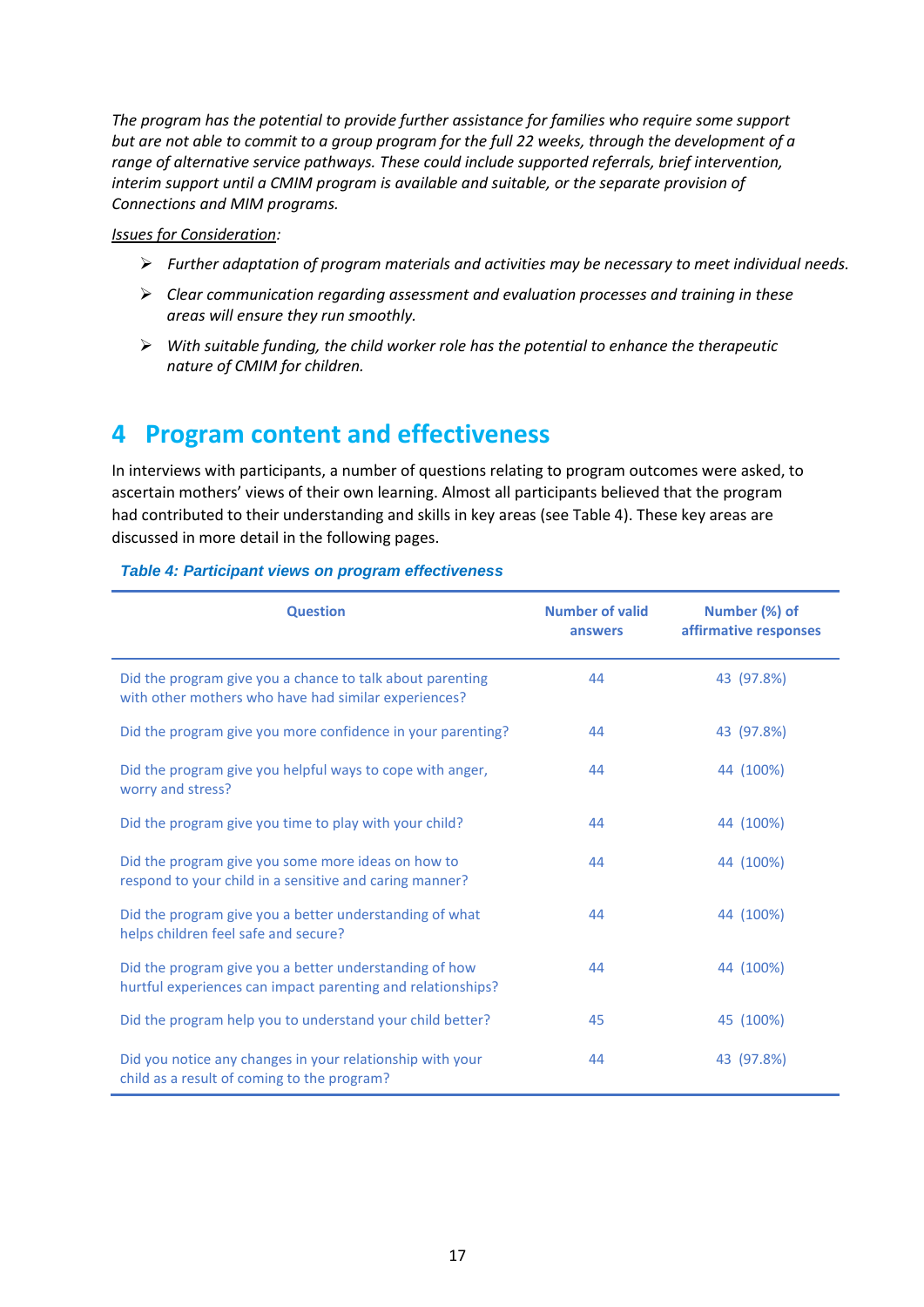*The program has the potential to provide further assistance for families who require some support but are not able to commit to a group program for the full 22 weeks, through the development of a range of alternative service pathways. These could include supported referrals, brief intervention, interim support until a CMIM program is available and suitable, or the separate provision of Connections and MIM programs.*

*Issues for Consideration:*

- *Further adaptation of program materials and activities may be necessary to meet individual needs.*
- *Clear communication regarding assessment and evaluation processes and training in these areas will ensure they run smoothly.*
- *With suitable funding, the child worker role has the potential to enhance the therapeutic nature of CMIM for children.*

# 4 Program content and effectiveness

In interviews with participants, a number of questions relating to program outcomes were asked, to ascertain mothers' views of their own learning. Almost all participants believed that the program had contributed to their understanding and skills in key areas (see Table 4). These key areas are discussed in more detail in the following pages.

***Table 4: Participant views on program effectiveness***

| Question | Number of valid answers | Number (%) of affirmative responses |
|---|---|---|
| Did the program give you a chance to talk about parenting with other mothers who have had similar experiences? | 44 | 43 (97.8%) |
| Did the program give you more confidence in your parenting? | 44 | 43 (97.8%) |
| Did the program give you helpful ways to cope with anger, worry and stress? | 44 | 44 (100%) |
| Did the program give you time to play with your child? | 44 | 44 (100%) |
| Did the program give you some more ideas on how to respond to your child in a sensitive and caring manner? | 44 | 44 (100%) |
| Did the program give you a better understanding of what helps children feel safe and secure? | 44 | 44 (100%) |
| Did the program give you a better understanding of how hurtful experiences can impact parenting and relationships? | 44 | 44 (100%) |
| Did the program help you to understand your child better? | 45 | 45 (100%) |
| Did you notice any changes in your relationship with your child as a result of coming to the program? | 44 | 43 (97.8%) |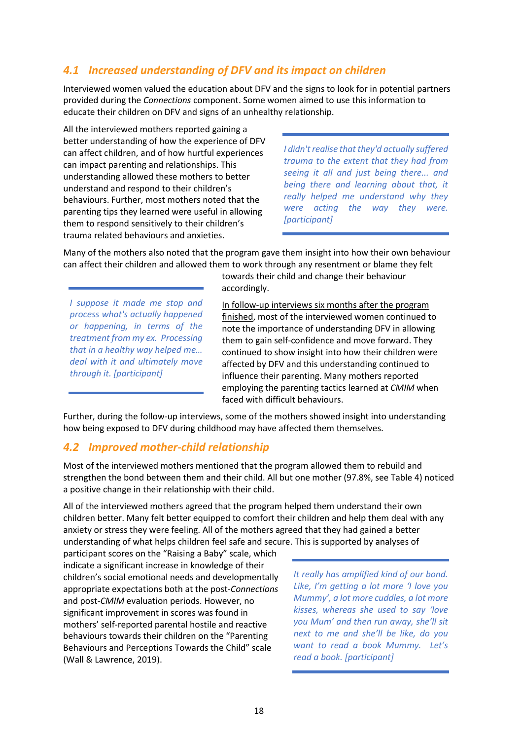## 4.1 Increased understanding of DFV and its impact on children

Interviewed women valued the education about DFV and the signs to look for in potential partners provided during the *Connections* component. Some women aimed to use this information to educate their children on DFV and signs of an unhealthy relationship.

All the interviewed mothers reported gaining a better understanding of how the experience of DFV can affect children, and of how hurtful experiences can impact parenting and relationships. This understanding allowed these mothers to better understand and respond to their children's behaviours. Further, most mothers noted that the parenting tips they learned were useful in allowing them to respond sensitively to their children's trauma related behaviours and anxieties.

> *I didn't realise that they'd actually suffered trauma to the extent that they had from seeing it all and just being there... and being there and learning about that, it really helped me understand why they were acting the way they were. [participant]*

Many of the mothers also noted that the program gave them insight into how their own behaviour can affect their children and allowed them to work through any resentment or blame they felt towards their child and change their behaviour accordingly.

> *I suppose it made me stop and process what's actually happened or happening, in terms of the treatment from my ex. Processing that in a healthy way helped me… deal with it and ultimately move through it. [participant]*

In follow-up interviews six months after the program finished, most of the interviewed women continued to note the importance of understanding DFV in allowing them to gain self-confidence and move forward. They continued to show insight into how their children were affected by DFV and this understanding continued to influence their parenting. Many mothers reported employing the parenting tactics learned at *CMIM* when faced with difficult behaviours.

Further, during the follow-up interviews, some of the mothers showed insight into understanding how being exposed to DFV during childhood may have affected them themselves.

## 4.2 Improved mother-child relationship

Most of the interviewed mothers mentioned that the program allowed them to rebuild and strengthen the bond between them and their child. All but one mother (97.8%, see Table 4) noticed a positive change in their relationship with their child.

All of the interviewed mothers agreed that the program helped them understand their own children better. Many felt better equipped to comfort their children and help them deal with any anxiety or stress they were feeling. All of the mothers agreed that they had gained a better understanding of what helps children feel safe and secure. This is supported by analyses of participant scores on the "Raising a Baby" scale, which indicate a significant increase in knowledge of their children's social emotional needs and developmentally appropriate expectations both at the post-*Connections* and post-*CMIM* evaluation periods. However, no significant improvement in scores was found in mothers' self-reported parental hostile and reactive behaviours towards their children on the "Parenting Behaviours and Perceptions Towards the Child" scale (Wall & Lawrence, 2019).

> *It really has amplified kind of our bond. Like, I'm getting a lot more 'I love you Mummy', a lot more cuddles, a lot more kisses, whereas she used to say 'love you Mum' and then run away, she'll sit next to me and she'll be like, do you want to read a book Mummy. Let's read a book. [participant]*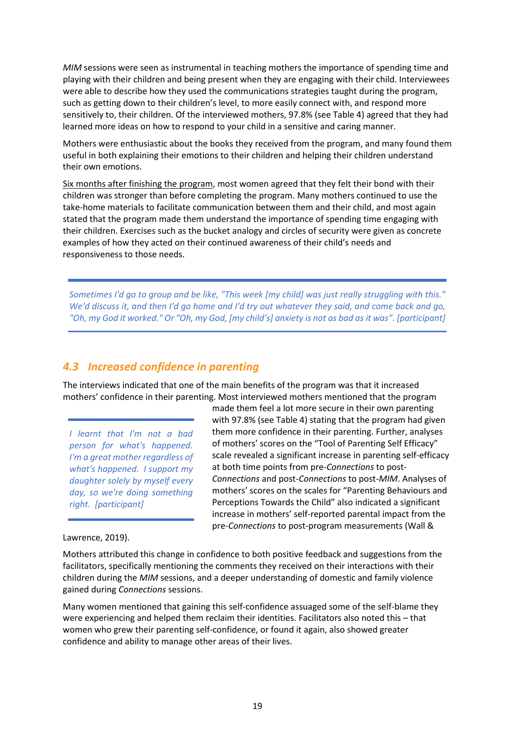*MIM* sessions were seen as instrumental in teaching mothers the importance of spending time and playing with their children and being present when they are engaging with their child. Interviewees were able to describe how they used the communications strategies taught during the program, such as getting down to their children's level, to more easily connect with, and respond more sensitively to, their children. Of the interviewed mothers, 97.8% (see Table 4) agreed that they had learned more ideas on how to respond to your child in a sensitive and caring manner.

Mothers were enthusiastic about the books they received from the program, and many found them useful in both explaining their emotions to their children and helping their children understand their own emotions.

Six months after finishing the program, most women agreed that they felt their bond with their children was stronger than before completing the program. Many mothers continued to use the take-home materials to facilitate communication between them and their child, and most again stated that the program made them understand the importance of spending time engaging with their children. Exercises such as the bucket analogy and circles of security were given as concrete examples of how they acted on their continued awareness of their child's needs and responsiveness to those needs.

> *Sometimes I'd go to group and be like, "This week [my child] was just really struggling with this." We'd discuss it, and then I'd go home and I'd try out whatever they said, and come back and go, "Oh, my God it worked." Or "Oh, my God, [my child's] anxiety is not as bad as it was". [participant]*

## 4.3 Increased confidence in parenting

The interviews indicated that one of the main benefits of the program was that it increased mothers' confidence in their parenting. Most interviewed mothers mentioned that the program made them feel a lot more secure in their own parenting with 97.8% (see Table 4) stating that the program had given them more confidence in their parenting. Further, analyses of mothers' scores on the "Tool of Parenting Self Efficacy" scale revealed a significant increase in parenting self-efficacy at both time points from pre-*Connections* to post-*Connections* and post-*Connections* to post-*MIM*. Analyses of mothers' scores on the scales for "Parenting Behaviours and Perceptions Towards the Child" also indicated a significant increase in mothers' self-reported parental impact from the pre-*Connections* to post-program measurements (Wall & Lawrence, 2019).

> *I learnt that I'm not a bad person for what's happened. I'm a great mother regardless of what's happened. I support my daughter solely by myself every day, so we're doing something right. [participant]*

Mothers attributed this change in confidence to both positive feedback and suggestions from the facilitators, specifically mentioning the comments they received on their interactions with their children during the *MIM* sessions, and a deeper understanding of domestic and family violence gained during *Connections* sessions.

Many women mentioned that gaining this self-confidence assuaged some of the self-blame they were experiencing and helped them reclaim their identities. Facilitators also noted this – that women who grew their parenting self-confidence, or found it again, also showed greater confidence and ability to manage other areas of their lives.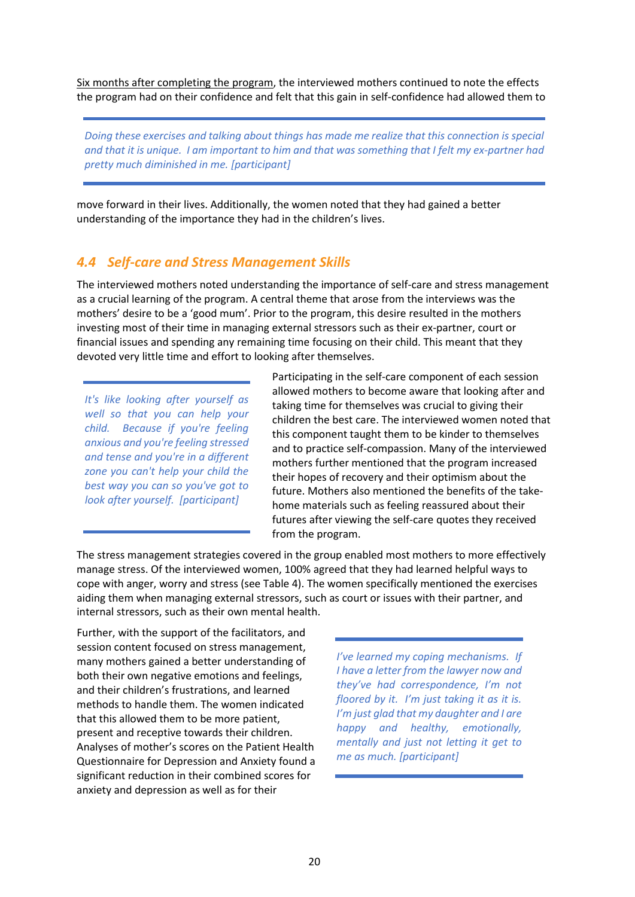Six months after completing the program, the interviewed mothers continued to note the effects the program had on their confidence and felt that this gain in self-confidence had allowed them to move forward in their lives. Additionally, the women noted that they had gained a better understanding of the importance they had in the children's lives.

> *Doing these exercises and talking about things has made me realize that this connection is special and that it is unique. I am important to him and that was something that I felt my ex-partner had pretty much diminished in me. [participant]*

## 4.4 Self-care and Stress Management Skills

The interviewed mothers noted understanding the importance of self-care and stress management as a crucial learning of the program. A central theme that arose from the interviews was the mothers' desire to be a 'good mum'. Prior to the program, this desire resulted in the mothers investing most of their time in managing external stressors such as their ex-partner, court or financial issues and spending any remaining time focusing on their child. This meant that they devoted very little time and effort to looking after themselves.

Participating in the self-care component of each session allowed mothers to become aware that looking after and taking time for themselves was crucial to giving their children the best care. The interviewed women noted that this component taught them to be kinder to themselves and to practice self-compassion. Many of the interviewed mothers further mentioned that the program increased their hopes of recovery and their optimism about the future. Mothers also mentioned the benefits of the take-home materials such as feeling reassured about their futures after viewing the self-care quotes they received from the program.

> *It's like looking after yourself as well so that you can help your child. Because if you're feeling anxious and you're feeling stressed and tense and you're in a different zone you can't help your child the best way you can so you've got to look after yourself. [participant]*

The stress management strategies covered in the group enabled most mothers to more effectively manage stress. Of the interviewed women, 100% agreed that they had learned helpful ways to cope with anger, worry and stress (see Table 4). The women specifically mentioned the exercises aiding them when managing external stressors, such as court or issues with their partner, and internal stressors, such as their own mental health.

Further, with the support of the facilitators, and session content focused on stress management, many mothers gained a better understanding of both their own negative emotions and feelings, and their children's frustrations, and learned methods to handle them. The women indicated that this allowed them to be more patient, present and receptive towards their children. Analyses of mother's scores on the Patient Health Questionnaire for Depression and Anxiety found a significant reduction in their combined scores for anxiety and depression as well as for their

> *I've learned my coping mechanisms. If I have a letter from the lawyer now and they've had correspondence, I'm not floored by it. I'm just taking it as it is. I'm just glad that my daughter and I are happy and healthy, emotionally, mentally and just not letting it get to me as much. [participant]*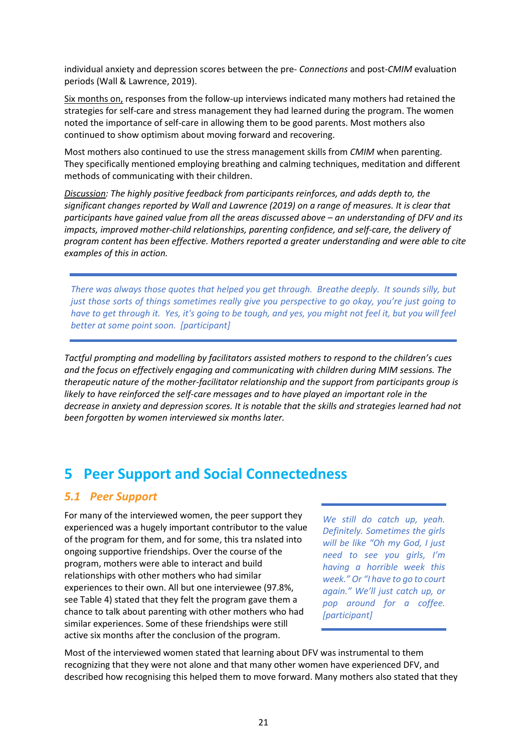individual anxiety and depression scores between the pre- *Connections* and post-*CMIM* evaluation periods (Wall & Lawrence, 2019).

Six months on, responses from the follow-up interviews indicated many mothers had retained the strategies for self-care and stress management they had learned during the program. The women noted the importance of self-care in allowing them to be good parents. Most mothers also continued to show optimism about moving forward and recovering.

Most mothers also continued to use the stress management skills from *CMIM* when parenting. They specifically mentioned employing breathing and calming techniques, meditation and different methods of communicating with their children.

*Discussion: The highly positive feedback from participants reinforces, and adds depth to, the significant changes reported by Wall and Lawrence (2019) on a range of measures. It is clear that participants have gained value from all the areas discussed above – an understanding of DFV and its impacts, improved mother-child relationships, parenting confidence, and self-care, the delivery of program content has been effective. Mothers reported a greater understanding and were able to cite examples of this in action.*

> *There was always those quotes that helped you get through. Breathe deeply. It sounds silly, but just those sorts of things sometimes really give you perspective to go okay, you're just going to have to get through it. Yes, it's going to be tough, and yes, you might not feel it, but you will feel better at some point soon. [participant]*

*Tactful prompting and modelling by facilitators assisted mothers to respond to the children's cues and the focus on effectively engaging and communicating with children during MIM sessions. The therapeutic nature of the mother-facilitator relationship and the support from participants group is likely to have reinforced the self-care messages and to have played an important role in the decrease in anxiety and depression scores. It is notable that the skills and strategies learned had not been forgotten by women interviewed six months later.*

# 5 Peer Support and Social Connectedness

## 5.1 Peer Support

For many of the interviewed women, the peer support they experienced was a hugely important contributor to the value of the program for them, and for some, this tra nslated into ongoing supportive friendships. Over the course of the program, mothers were able to interact and build relationships with other mothers who had similar experiences to their own. All but one interviewee (97.8%, see Table 4) stated that they felt the program gave them a chance to talk about parenting with other mothers who had similar experiences. Some of these friendships were still active six months after the conclusion of the program.

> *We still do catch up, yeah. Definitely. Sometimes the girls will be like "Oh my God, I just need to see you girls, I'm having a horrible week this week." Or "I have to go to court again." We'll just catch up, or pop around for a coffee. [participant]*

Most of the interviewed women stated that learning about DFV was instrumental to them recognizing that they were not alone and that many other women have experienced DFV, and described how recognising this helped them to move forward. Many mothers also stated that they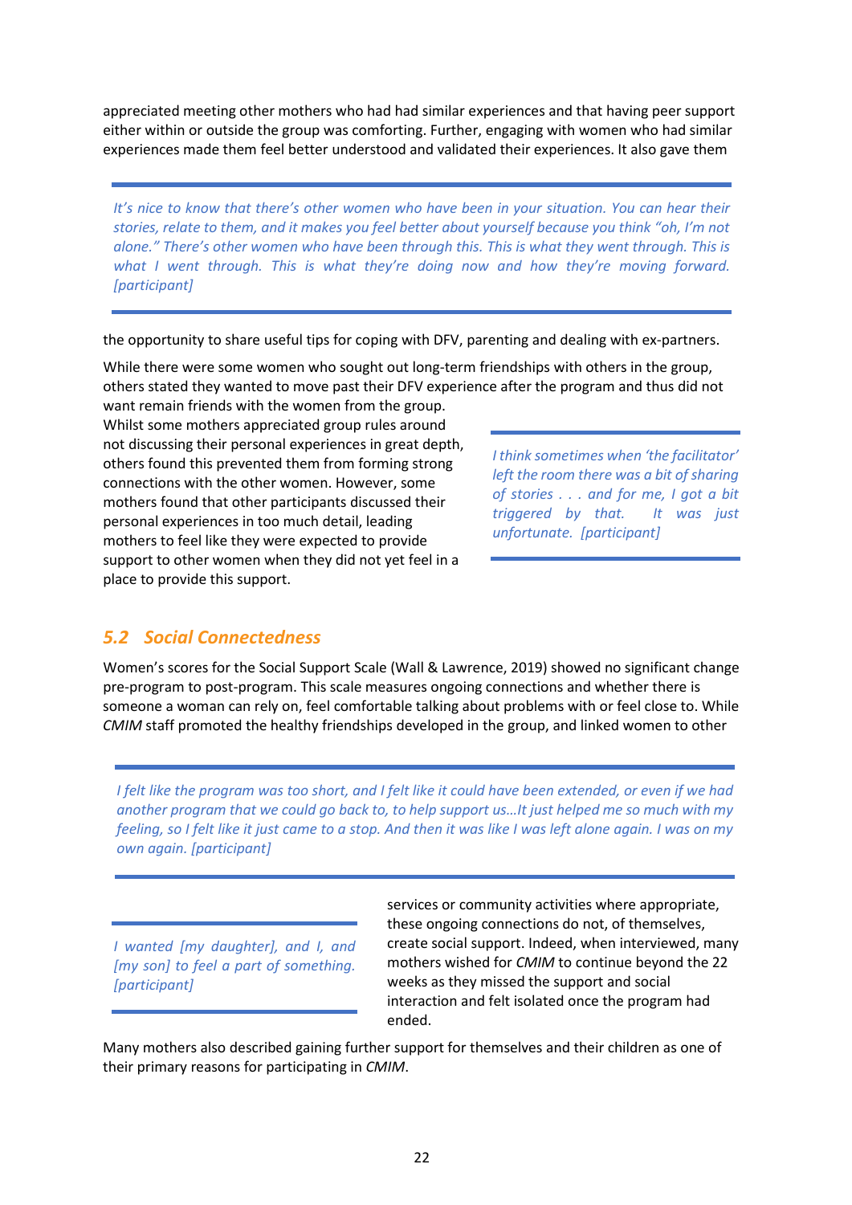appreciated meeting other mothers who had had similar experiences and that having peer support either within or outside the group was comforting. Further, engaging with women who had similar experiences made them feel better understood and validated their experiences. It also gave them the opportunity to share useful tips for coping with DFV, parenting and dealing with ex-partners.

> *It's nice to know that there's other women who have been in your situation. You can hear their stories, relate to them, and it makes you feel better about yourself because you think "oh, I'm not alone." There's other women who have been through this. This is what they went through. This is what I went through. This is what they're doing now and how they're moving forward. [participant]*

While there were some women who sought out long-term friendships with others in the group, others stated they wanted to move past their DFV experience after the program and thus did not want remain friends with the women from the group. Whilst some mothers appreciated group rules around not discussing their personal experiences in great depth, others found this prevented them from forming strong connections with the other women. However, some mothers found that other participants discussed their personal experiences in too much detail, leading mothers to feel like they were expected to provide support to other women when they did not yet feel in a place to provide this support.

> *I think sometimes when 'the facilitator' left the room there was a bit of sharing of stories . . . and for me, I got a bit triggered by that. It was just unfortunate. [participant]*

## 5.2 Social Connectedness

Women's scores for the Social Support Scale (Wall & Lawrence, 2019) showed no significant change pre-program to post-program. This scale measures ongoing connections and whether there is someone a woman can rely on, feel comfortable talking about problems with or feel close to. While *CMIM* staff promoted the healthy friendships developed in the group, and linked women to other services or community activities where appropriate, these ongoing connections do not, of themselves, create social support. Indeed, when interviewed, many mothers wished for *CMIM* to continue beyond the 22 weeks as they missed the support and social interaction and felt isolated once the program had ended.

> *I felt like the program was too short, and I felt like it could have been extended, or even if we had another program that we could go back to, to help support us…It just helped me so much with my feeling, so I felt like it just came to a stop. And then it was like I was left alone again. I was on my own again. [participant]*

> *I wanted [my daughter], and I, and [my son] to feel a part of something. [participant]*

Many mothers also described gaining further support for themselves and their children as one of their primary reasons for participating in *CMIM*.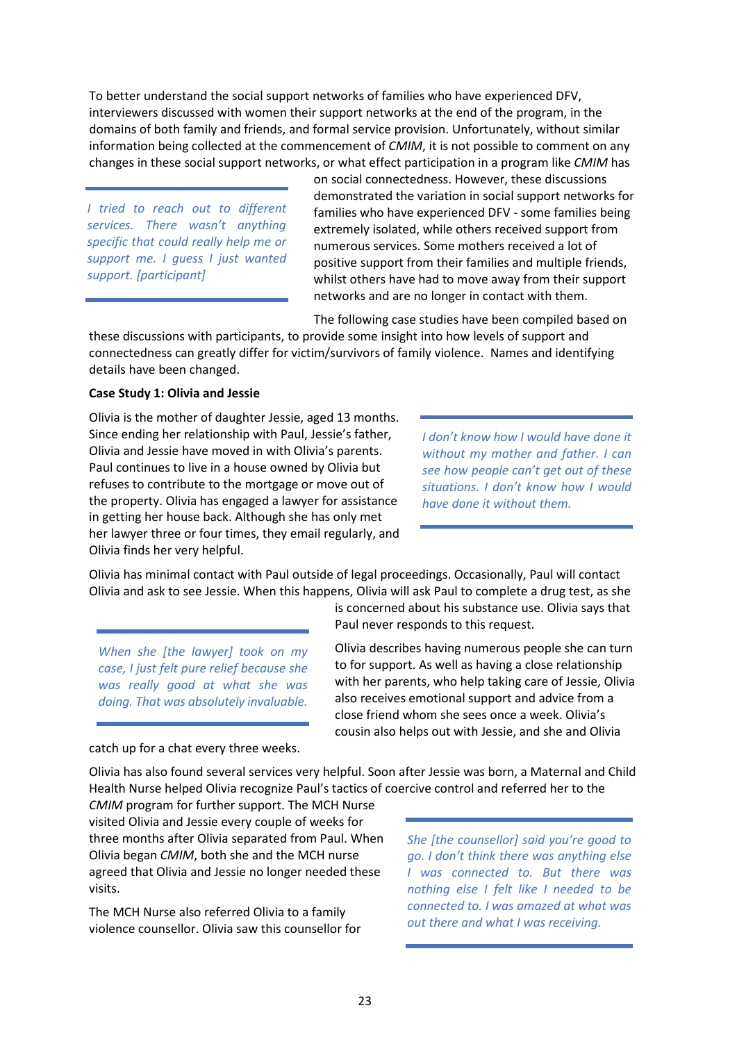To better understand the social support networks of families who have experienced DFV, interviewers discussed with women their support networks at the end of the program, in the domains of both family and friends, and formal service provision. Unfortunately, without similar information being collected at the commencement of *CMIM*, it is not possible to comment on any changes in these social support networks, or what effect participation in a program like *CMIM* has on social connectedness. However, these discussions demonstrated the variation in social support networks for families who have experienced DFV - some families being extremely isolated, while others received support from numerous services. Some mothers received a lot of positive support from their families and multiple friends, whilst others have had to move away from their support networks and are no longer in contact with them.

> *I tried to reach out to different services. There wasn't anything specific that could really help me or support me. I guess I just wanted support. [participant]*

The following case studies have been compiled based on these discussions with participants, to provide some insight into how levels of support and connectedness can greatly differ for victim/survivors of family violence. Names and identifying details have been changed.

**Case Study 1: Olivia and Jessie**

Olivia is the mother of daughter Jessie, aged 13 months. Since ending her relationship with Paul, Jessie's father, Olivia and Jessie have moved in with Olivia's parents. Paul continues to live in a house owned by Olivia but refuses to contribute to the mortgage or move out of the property. Olivia has engaged a lawyer for assistance in getting her house back. Although she has only met her lawyer three or four times, they email regularly, and Olivia finds her very helpful.

> *I don't know how I would have done it without my mother and father. I can see how people can't get out of these situations. I don't know how I would have done it without them.*

Olivia has minimal contact with Paul outside of legal proceedings. Occasionally, Paul will contact Olivia and ask to see Jessie. When this happens, Olivia will ask Paul to complete a drug test, as she is concerned about his substance use. Olivia says that Paul never responds to this request.

> *When she [the lawyer] took on my case, I just felt pure relief because she was really good at what she was doing. That was absolutely invaluable.*

Olivia describes having numerous people she can turn to for support. As well as having a close relationship with her parents, who help taking care of Jessie, Olivia also receives emotional support and advice from a close friend whom she sees once a week. Olivia's cousin also helps out with Jessie, and she and Olivia catch up for a chat every three weeks.

Olivia has also found several services very helpful. Soon after Jessie was born, a Maternal and Child Health Nurse helped Olivia recognize Paul's tactics of coercive control and referred her to the *CMIM* program for further support. The MCH Nurse visited Olivia and Jessie every couple of weeks for three months after Olivia separated from Paul. When Olivia began *CMIM*, both she and the MCH nurse agreed that Olivia and Jessie no longer needed these visits.

> *She [the counsellor] said you're good to go. I don't think there was anything else I was connected to. But there was nothing else I felt like I needed to be connected to. I was amazed at what was out there and what I was receiving.*

The MCH Nurse also referred Olivia to a family violence counsellor. Olivia saw this counsellor for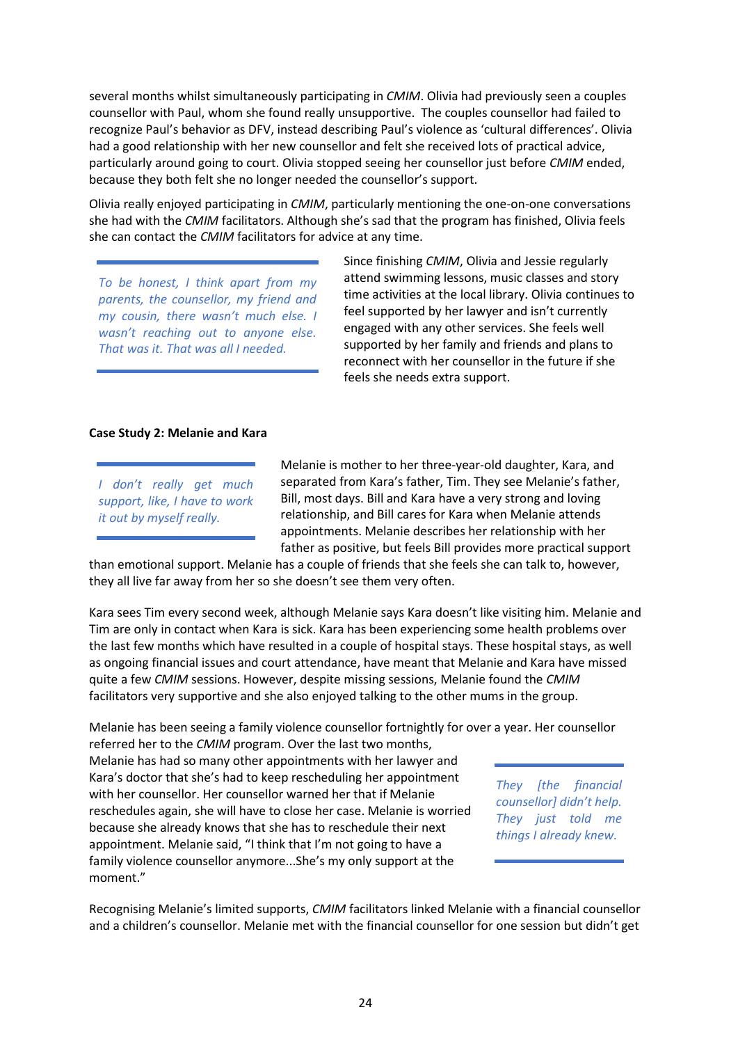several months whilst simultaneously participating in *CMIM*. Olivia had previously seen a couples counsellor with Paul, whom she found really unsupportive. The couples counsellor had failed to recognize Paul's behavior as DFV, instead describing Paul's violence as 'cultural differences'. Olivia had a good relationship with her new counsellor and felt she received lots of practical advice, particularly around going to court. Olivia stopped seeing her counsellor just before *CMIM* ended, because they both felt she no longer needed the counsellor's support.

Olivia really enjoyed participating in *CMIM*, particularly mentioning the one-on-one conversations she had with the *CMIM* facilitators. Although she's sad that the program has finished, Olivia feels she can contact the *CMIM* facilitators for advice at any time.

> *To be honest, I think apart from my parents, the counsellor, my friend and my cousin, there wasn't much else. I wasn't reaching out to anyone else. That was it. That was all I needed.*

Since finishing *CMIM*, Olivia and Jessie regularly attend swimming lessons, music classes and story time activities at the local library. Olivia continues to feel supported by her lawyer and isn't currently engaged with any other services. She feels well supported by her family and friends and plans to reconnect with her counsellor in the future if she feels she needs extra support.

**Case Study 2: Melanie and Kara**

> *I don't really get much support, like, I have to work it out by myself really.*

Melanie is mother to her three-year-old daughter, Kara, and separated from Kara's father, Tim. They see Melanie's father, Bill, most days. Bill and Kara have a very strong and loving relationship, and Bill cares for Kara when Melanie attends appointments. Melanie describes her relationship with her father as positive, but feels Bill provides more practical support than emotional support. Melanie has a couple of friends that she feels she can talk to, however, they all live far away from her so she doesn't see them very often.

Kara sees Tim every second week, although Melanie says Kara doesn't like visiting him. Melanie and Tim are only in contact when Kara is sick. Kara has been experiencing some health problems over the last few months which have resulted in a couple of hospital stays. These hospital stays, as well as ongoing financial issues and court attendance, have meant that Melanie and Kara have missed quite a few *CMIM* sessions. However, despite missing sessions, Melanie found the *CMIM* facilitators very supportive and she also enjoyed talking to the other mums in the group.

Melanie has been seeing a family violence counsellor fortnightly for over a year. Her counsellor referred her to the *CMIM* program. Over the last two months, Melanie has had so many other appointments with her lawyer and Kara's doctor that she's had to keep rescheduling her appointment with her counsellor. Her counsellor warned her that if Melanie reschedules again, she will have to close her case. Melanie is worried because she already knows that she has to reschedule their next appointment. Melanie said, "I think that I'm not going to have a family violence counsellor anymore...She's my only support at the moment."

> *They [the financial counsellor] didn't help. They just told me things I already knew.*

Recognising Melanie's limited supports, *CMIM* facilitators linked Melanie with a financial counsellor and a children's counsellor. Melanie met with the financial counsellor for one session but didn't get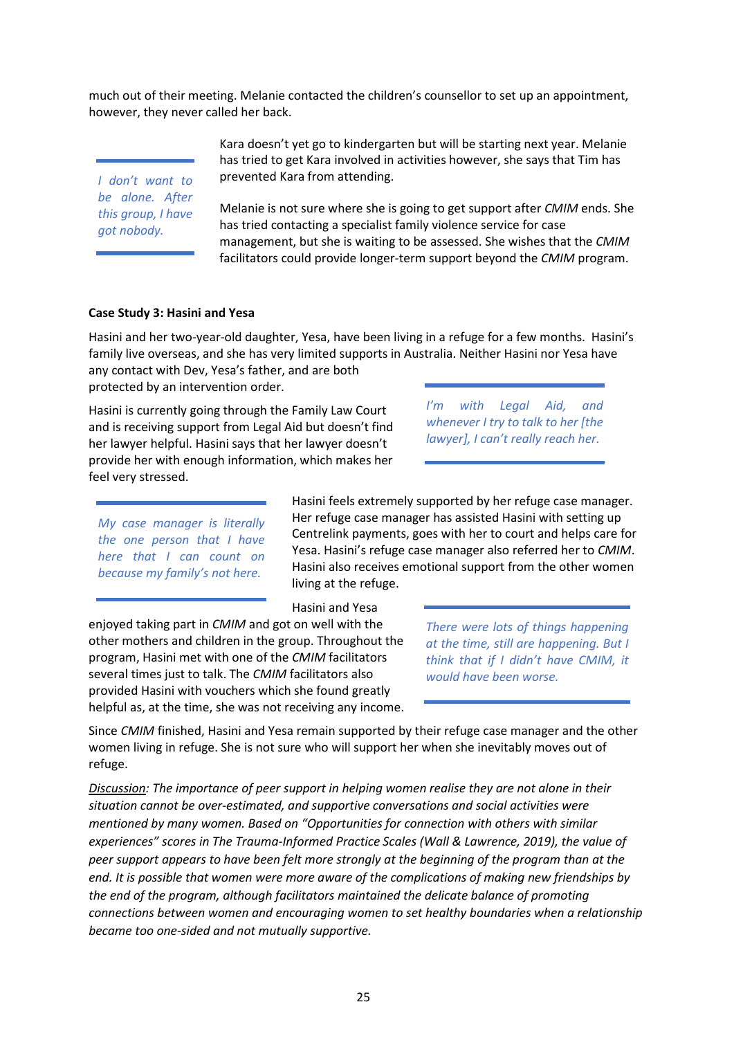much out of their meeting. Melanie contacted the children's counsellor to set up an appointment, however, they never called her back.

> *I don't want to be alone. After this group, I have got nobody.*

Kara doesn't yet go to kindergarten but will be starting next year. Melanie has tried to get Kara involved in activities however, she says that Tim has prevented Kara from attending.

Melanie is not sure where she is going to get support after *CMIM* ends. She has tried contacting a specialist family violence service for case management, but she is waiting to be assessed. She wishes that the *CMIM* facilitators could provide longer-term support beyond the *CMIM* program.

**Case Study 3: Hasini and Yesa**

Hasini and her two-year-old daughter, Yesa, have been living in a refuge for a few months. Hasini's family live overseas, and she has very limited supports in Australia. Neither Hasini nor Yesa have any contact with Dev, Yesa's father, and are both protected by an intervention order.

Hasini is currently going through the Family Law Court and is receiving support from Legal Aid but doesn't find her lawyer helpful. Hasini says that her lawyer doesn't provide her with enough information, which makes her feel very stressed.

> *I'm with Legal Aid, and whenever I try to talk to her [the lawyer], I can't really reach her.*

> *My case manager is literally the one person that I have here that I can count on because my family's not here.*

Hasini feels extremely supported by her refuge case manager. Her refuge case manager has assisted Hasini with setting up Centrelink payments, goes with her to court and helps care for Yesa. Hasini's refuge case manager also referred her to *CMIM*. Hasini also receives emotional support from the other women living at the refuge.

Hasini and Yesa enjoyed taking part in *CMIM* and got on well with the other mothers and children in the group. Throughout the program, Hasini met with one of the *CMIM* facilitators several times just to talk. The *CMIM* facilitators also provided Hasini with vouchers which she found greatly helpful as, at the time, she was not receiving any income.

> *There were lots of things happening at the time, still are happening. But I think that if I didn't have CMIM, it would have been worse.*

Since *CMIM* finished, Hasini and Yesa remain supported by their refuge case manager and the other women living in refuge. She is not sure who will support her when she inevitably moves out of refuge.

*<u>Discussion</u>: The importance of peer support in helping women realise they are not alone in their situation cannot be over-estimated, and supportive conversations and social activities were mentioned by many women. Based on "Opportunities for connection with others with similar experiences" scores in The Trauma-Informed Practice Scales (Wall & Lawrence, 2019), the value of peer support appears to have been felt more strongly at the beginning of the program than at the end. It is possible that women were more aware of the complications of making new friendships by the end of the program, although facilitators maintained the delicate balance of promoting connections between women and encouraging women to set healthy boundaries when a relationship became too one-sided and not mutually supportive.*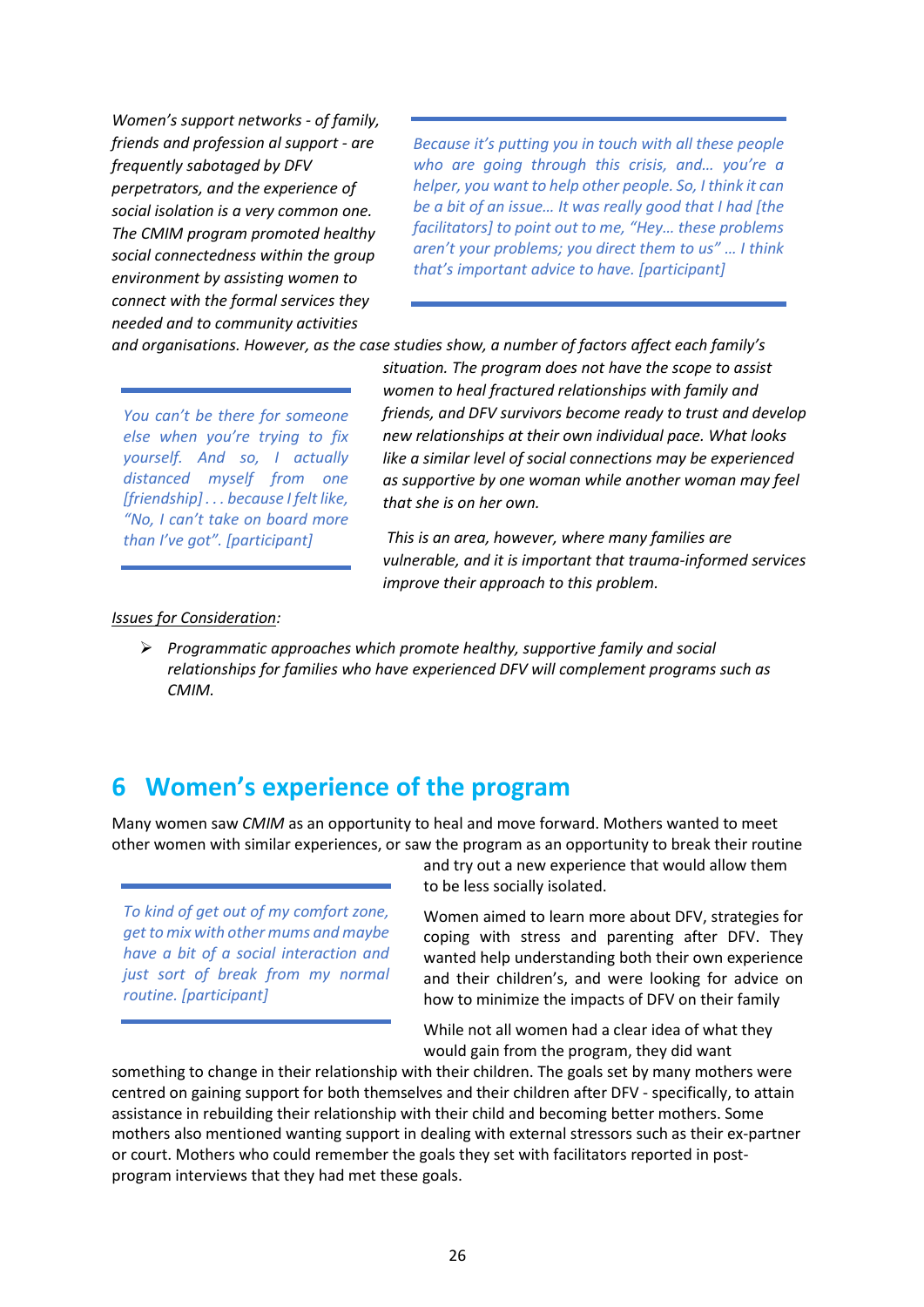*Women's support networks - of family, friends and profession al support - are frequently sabotaged by DFV perpetrators, and the experience of social isolation is a very common one. The CMIM program promoted healthy social connectedness within the group environment by assisting women to connect with the formal services they needed and to community activities and organisations. However, as the case studies show, a number of factors affect each family's situation. The program does not have the scope to assist women to heal fractured relationships with family and friends, and DFV survivors become ready to trust and develop new relationships at their own individual pace. What looks like a similar level of social connections may be experienced as supportive by one woman while another woman may feel that she is on her own.*

> *Because it's putting you in touch with all these people who are going through this crisis, and… you're a helper, you want to help other people. So, I think it can be a bit of an issue… It was really good that I had [the facilitators] to point out to me, "Hey… these problems aren't your problems; you direct them to us" … I think that's important advice to have. [participant]*

> *You can't be there for someone else when you're trying to fix yourself. And so, I actually distanced myself from one [friendship] . . . because I felt like, "No, I can't take on board more than I've got". [participant]*

*This is an area, however, where many families are vulnerable, and it is important that trauma-informed services improve their approach to this problem.*

<u>*Issues for Consideration*</u>*:*

- *Programmatic approaches which promote healthy, supportive family and social relationships for families who have experienced DFV will complement programs such as CMIM.*

# 6 Women's experience of the program

Many women saw *CMIM* as an opportunity to heal and move forward. Mothers wanted to meet other women with similar experiences, or saw the program as an opportunity to break their routine and try out a new experience that would allow them to be less socially isolated.

> *To kind of get out of my comfort zone, get to mix with other mums and maybe have a bit of a social interaction and just sort of break from my normal routine. [participant]*

Women aimed to learn more about DFV, strategies for coping with stress and parenting after DFV. They wanted help understanding both their own experience and their children's, and were looking for advice on how to minimize the impacts of DFV on their family

While not all women had a clear idea of what they would gain from the program, they did want something to change in their relationship with their children. The goals set by many mothers were centred on gaining support for both themselves and their children after DFV - specifically, to attain assistance in rebuilding their relationship with their child and becoming better mothers. Some mothers also mentioned wanting support in dealing with external stressors such as their ex-partner or court. Mothers who could remember the goals they set with facilitators reported in post-program interviews that they had met these goals.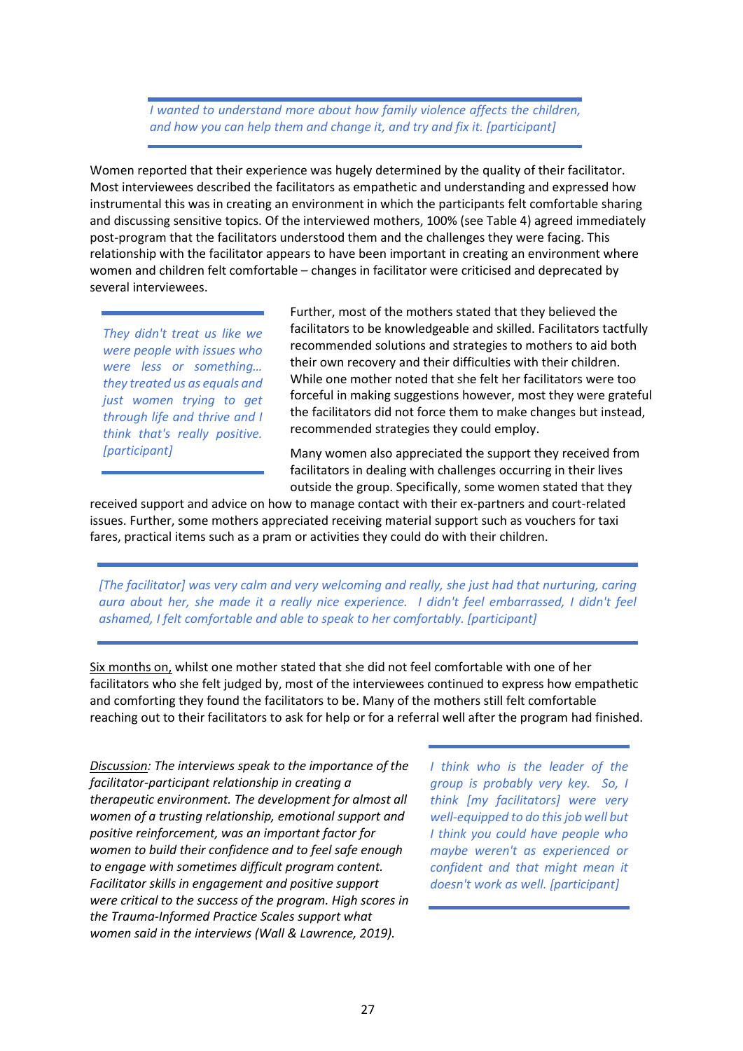> *I wanted to understand more about how family violence affects the children, and how you can help them and change it, and try and fix it. [participant]*

Women reported that their experience was hugely determined by the quality of their facilitator. Most interviewees described the facilitators as empathetic and understanding and expressed how instrumental this was in creating an environment in which the participants felt comfortable sharing and discussing sensitive topics. Of the interviewed mothers, 100% (see Table 4) agreed immediately post-program that the facilitators understood them and the challenges they were facing. This relationship with the facilitator appears to have been important in creating an environment where women and children felt comfortable – changes in facilitator were criticised and deprecated by several interviewees.

> *They didn't treat us like we were people with issues who were less or something… they treated us as equals and just women trying to get through life and thrive and I think that's really positive. [participant]*

Further, most of the mothers stated that they believed the facilitators to be knowledgeable and skilled. Facilitators tactfully recommended solutions and strategies to mothers to aid both their own recovery and their difficulties with their children. While one mother noted that she felt her facilitators were too forceful in making suggestions however, most they were grateful the facilitators did not force them to make changes but instead, recommended strategies they could employ.

Many women also appreciated the support they received from facilitators in dealing with challenges occurring in their lives outside the group. Specifically, some women stated that they received support and advice on how to manage contact with their ex-partners and court-related issues. Further, some mothers appreciated receiving material support such as vouchers for taxi fares, practical items such as a pram or activities they could do with their children.

> *[The facilitator] was very calm and very welcoming and really, she just had that nurturing, caring aura about her, she made it a really nice experience. I didn't feel embarrassed, I didn't feel ashamed, I felt comfortable and able to speak to her comfortably. [participant]*

<u>Six months on,</u> whilst one mother stated that she did not feel comfortable with one of her facilitators who she felt judged by, most of the interviewees continued to express how empathetic and comforting they found the facilitators to be. Many of the mothers still felt comfortable reaching out to their facilitators to ask for help or for a referral well after the program had finished.

<u>Discussion</u>: *The interviews speak to the importance of the facilitator-participant relationship in creating a therapeutic environment. The development for almost all women of a trusting relationship, emotional support and positive reinforcement, was an important factor for women to build their confidence and to feel safe enough to engage with sometimes difficult program content. Facilitator skills in engagement and positive support were critical to the success of the program. High scores in the Trauma-Informed Practice Scales support what women said in the interviews (Wall & Lawrence, 2019).*

> *I think who is the leader of the group is probably very key. So, I think [my facilitators] were very well-equipped to do this job well but I think you could have people who maybe weren't as experienced or confident and that might mean it doesn't work as well. [participant]*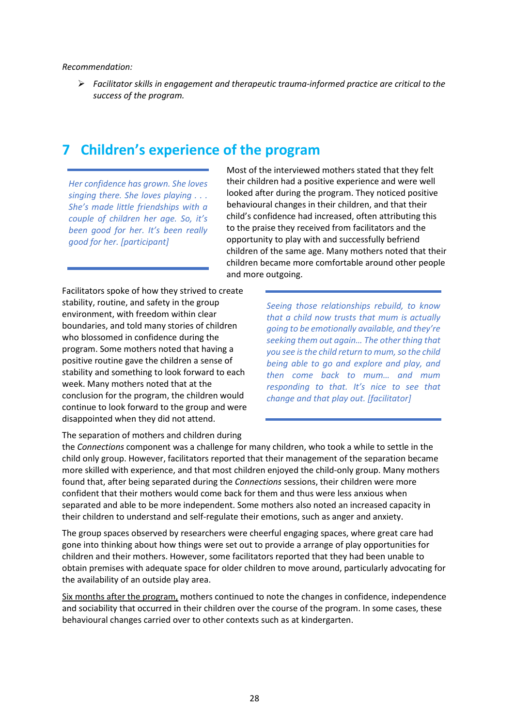*Recommendation:*

- *Facilitator skills in engagement and therapeutic trauma-informed practice are critical to the success of the program.*

# 7 Children's experience of the program

> *Her confidence has grown. She loves singing there. She loves playing . . . She's made little friendships with a couple of children her age. So, it's been good for her. It's been really good for her. [participant]*

Most of the interviewed mothers stated that they felt their children had a positive experience and were well looked after during the program. They noticed positive behavioural changes in their children, and that their child's confidence had increased, often attributing this to the praise they received from facilitators and the opportunity to play with and successfully befriend children of the same age. Many mothers noted that their children became more comfortable around other people and more outgoing.

Facilitators spoke of how they strived to create stability, routine, and safety in the group environment, with freedom within clear boundaries, and told many stories of children who blossomed in confidence during the program. Some mothers noted that having a positive routine gave the children a sense of stability and something to look forward to each week. Many mothers noted that at the conclusion for the program, the children would continue to look forward to the group and were disappointed when they did not attend.

> *Seeing those relationships rebuild, to know that a child now trusts that mum is actually going to be emotionally available, and they're seeking them out again… The other thing that you see is the child return to mum, so the child being able to go and explore and play, and then come back to mum… and mum responding to that. It's nice to see that change and that play out. [facilitator]*

The separation of mothers and children during the *Connections* component was a challenge for many children, who took a while to settle in the child only group. However, facilitators reported that their management of the separation became more skilled with experience, and that most children enjoyed the child-only group. Many mothers found that, after being separated during the *Connections* sessions, their children were more confident that their mothers would come back for them and thus were less anxious when separated and able to be more independent. Some mothers also noted an increased capacity in their children to understand and self-regulate their emotions, such as anger and anxiety.

The group spaces observed by researchers were cheerful engaging spaces, where great care had gone into thinking about how things were set out to provide a arrange of play opportunities for children and their mothers. However, some facilitators reported that they had been unable to obtain premises with adequate space for older children to move around, particularly advocating for the availability of an outside play area.

<u>Six months after the program,</u> mothers continued to note the changes in confidence, independence and sociability that occurred in their children over the course of the program. In some cases, these behavioural changes carried over to other contexts such as at kindergarten.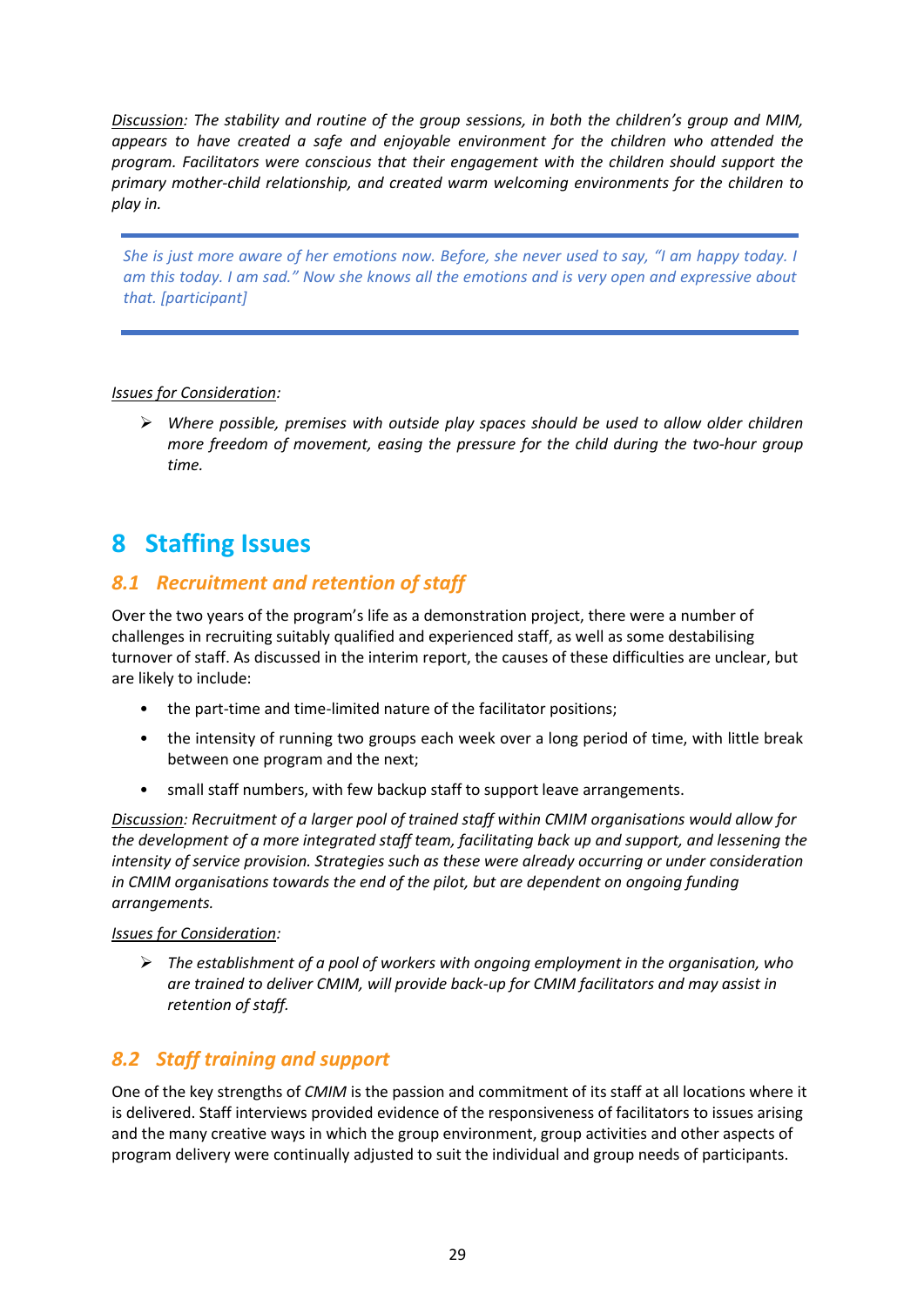*<u>Discussion</u>: The stability and routine of the group sessions, in both the children's group and MIM, appears to have created a safe and enjoyable environment for the children who attended the program. Facilitators were conscious that their engagement with the children should support the primary mother-child relationship, and created warm welcoming environments for the children to play in.*

> *She is just more aware of her emotions now. Before, she never used to say, "I am happy today. I am this today. I am sad." Now she knows all the emotions and is very open and expressive about that. [participant]*

*<u>Issues for Consideration</u>:*

- *Where possible, premises with outside play spaces should be used to allow older children more freedom of movement, easing the pressure for the child during the two-hour group time.*

# 8 Staffing Issues

## 8.1 Recruitment and retention of staff

Over the two years of the program's life as a demonstration project, there were a number of challenges in recruiting suitably qualified and experienced staff, as well as some destabilising turnover of staff. As discussed in the interim report, the causes of these difficulties are unclear, but are likely to include:

- the part-time and time-limited nature of the facilitator positions;
- the intensity of running two groups each week over a long period of time, with little break between one program and the next;
- small staff numbers, with few backup staff to support leave arrangements.

*<u>Discussion</u>: Recruitment of a larger pool of trained staff within CMIM organisations would allow for the development of a more integrated staff team, facilitating back up and support, and lessening the intensity of service provision. Strategies such as these were already occurring or under consideration in CMIM organisations towards the end of the pilot, but are dependent on ongoing funding arrangements.*

*<u>Issues for Consideration</u>:*

- *The establishment of a pool of workers with ongoing employment in the organisation, who are trained to deliver CMIM, will provide back-up for CMIM facilitators and may assist in retention of staff.*

## 8.2 Staff training and support

One of the key strengths of *CMIM* is the passion and commitment of its staff at all locations where it is delivered. Staff interviews provided evidence of the responsiveness of facilitators to issues arising and the many creative ways in which the group environment, group activities and other aspects of program delivery were continually adjusted to suit the individual and group needs of participants.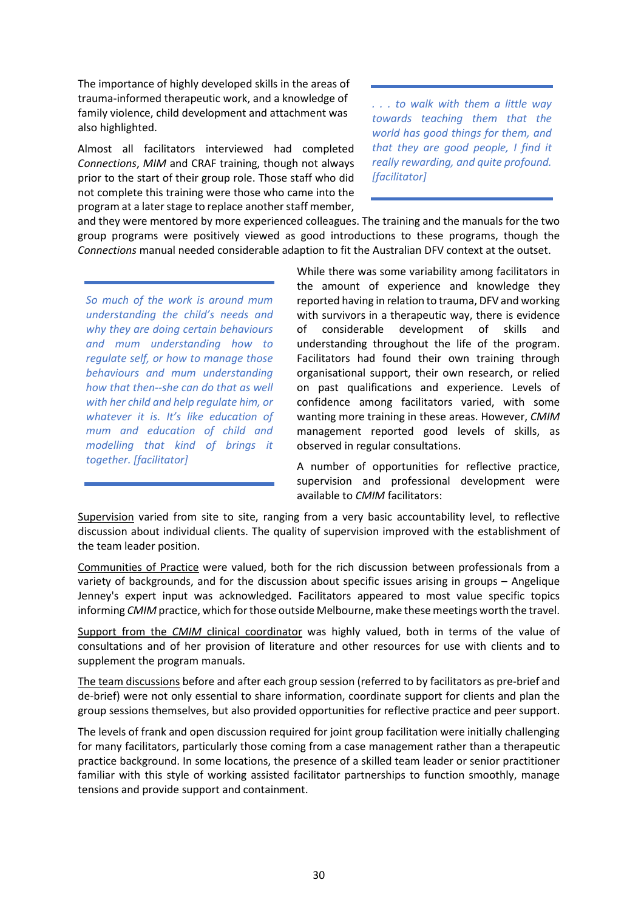The importance of highly developed skills in the areas of trauma-informed therapeutic work, and a knowledge of family violence, child development and attachment was also highlighted.

> *. . . to walk with them a little way towards teaching them that the world has good things for them, and that they are good people, I find it really rewarding, and quite profound. [facilitator]*

Almost all facilitators interviewed had completed *Connections*, *MIM* and CRAF training, though not always prior to the start of their group role. Those staff who did not complete this training were those who came into the program at a later stage to replace another staff member, and they were mentored by more experienced colleagues. The training and the manuals for the two group programs were positively viewed as good introductions to these programs, though the *Connections* manual needed considerable adaption to fit the Australian DFV context at the outset.

> *So much of the work is around mum understanding the child's needs and why they are doing certain behaviours and mum understanding how to regulate self, or how to manage those behaviours and mum understanding how that then--she can do that as well with her child and help regulate him, or whatever it is. It's like education of mum and education of child and modelling that kind of brings it together. [facilitator]*

While there was some variability among facilitators in the amount of experience and knowledge they reported having in relation to trauma, DFV and working with survivors in a therapeutic way, there is evidence of considerable development of skills and understanding throughout the life of the program. Facilitators had found their own training through organisational support, their own research, or relied on past qualifications and experience. Levels of confidence among facilitators varied, with some wanting more training in these areas. However, *CMIM* management reported good levels of skills, as observed in regular consultations.

A number of opportunities for reflective practice, supervision and professional development were available to *CMIM* facilitators:

Supervision varied from site to site, ranging from a very basic accountability level, to reflective discussion about individual clients. The quality of supervision improved with the establishment of the team leader position.

Communities of Practice were valued, both for the rich discussion between professionals from a variety of backgrounds, and for the discussion about specific issues arising in groups – Angelique Jenney's expert input was acknowledged. Facilitators appeared to most value specific topics informing *CMIM* practice, which for those outside Melbourne, make these meetings worth the travel.

Support from the *CMIM* clinical coordinator was highly valued, both in terms of the value of consultations and of her provision of literature and other resources for use with clients and to supplement the program manuals.

The team discussions before and after each group session (referred to by facilitators as pre-brief and de-brief) were not only essential to share information, coordinate support for clients and plan the group sessions themselves, but also provided opportunities for reflective practice and peer support.

The levels of frank and open discussion required for joint group facilitation were initially challenging for many facilitators, particularly those coming from a case management rather than a therapeutic practice background. In some locations, the presence of a skilled team leader or senior practitioner familiar with this style of working assisted facilitator partnerships to function smoothly, manage tensions and provide support and containment.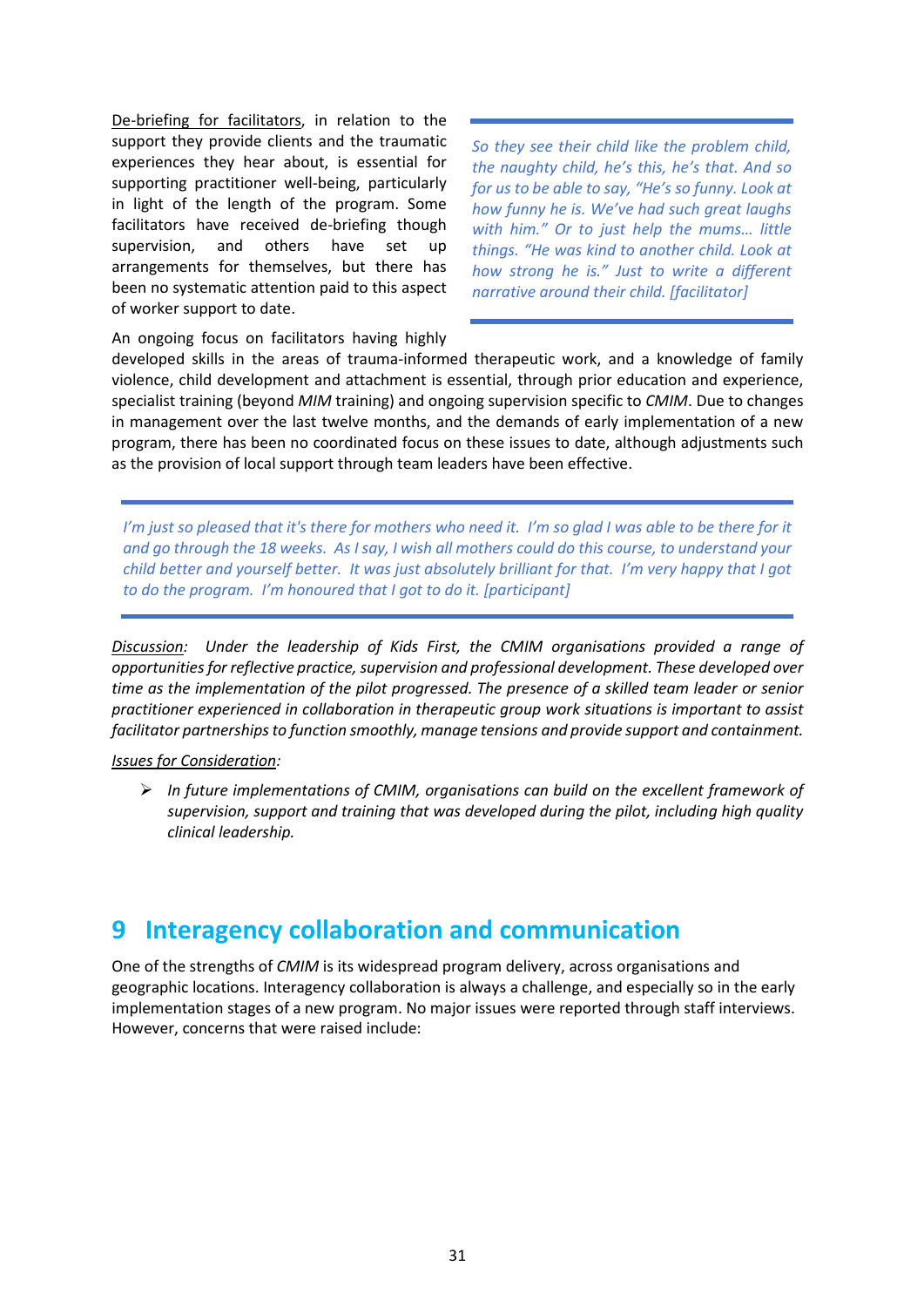De-briefing for facilitators, in relation to the support they provide clients and the traumatic experiences they hear about, is essential for supporting practitioner well-being, particularly in light of the length of the program. Some facilitators have received de-briefing though supervision, and others have set up arrangements for themselves, but there has been no systematic attention paid to this aspect of worker support to date.

> *So they see their child like the problem child, the naughty child, he's this, he's that. And so for us to be able to say, "He's so funny. Look at how funny he is. We've had such great laughs with him." Or to just help the mums… little things. "He was kind to another child. Look at how strong he is." Just to write a different narrative around their child. [facilitator]*

An ongoing focus on facilitators having highly developed skills in the areas of trauma-informed therapeutic work, and a knowledge of family violence, child development and attachment is essential, through prior education and experience, specialist training (beyond *MIM* training) and ongoing supervision specific to *CMIM*. Due to changes in management over the last twelve months, and the demands of early implementation of a new program, there has been no coordinated focus on these issues to date, although adjustments such as the provision of local support through team leaders have been effective.

> *I'm just so pleased that it's there for mothers who need it. I'm so glad I was able to be there for it and go through the 18 weeks. As I say, I wish all mothers could do this course, to understand your child better and yourself better. It was just absolutely brilliant for that. I'm very happy that I got to do the program. I'm honoured that I got to do it. [participant]*

*Discussion: Under the leadership of Kids First, the CMIM organisations provided a range of opportunities for reflective practice, supervision and professional development. These developed over time as the implementation of the pilot progressed. The presence of a skilled team leader or senior practitioner experienced in collaboration in therapeutic group work situations is important to assist facilitator partnerships to function smoothly, manage tensions and provide support and containment.*

*Issues for Consideration:*

- *In future implementations of CMIM, organisations can build on the excellent framework of supervision, support and training that was developed during the pilot, including high quality clinical leadership.*

# 9 Interagency collaboration and communication

One of the strengths of *CMIM* is its widespread program delivery, across organisations and geographic locations. Interagency collaboration is always a challenge, and especially so in the early implementation stages of a new program. No major issues were reported through staff interviews. However, concerns that were raised include: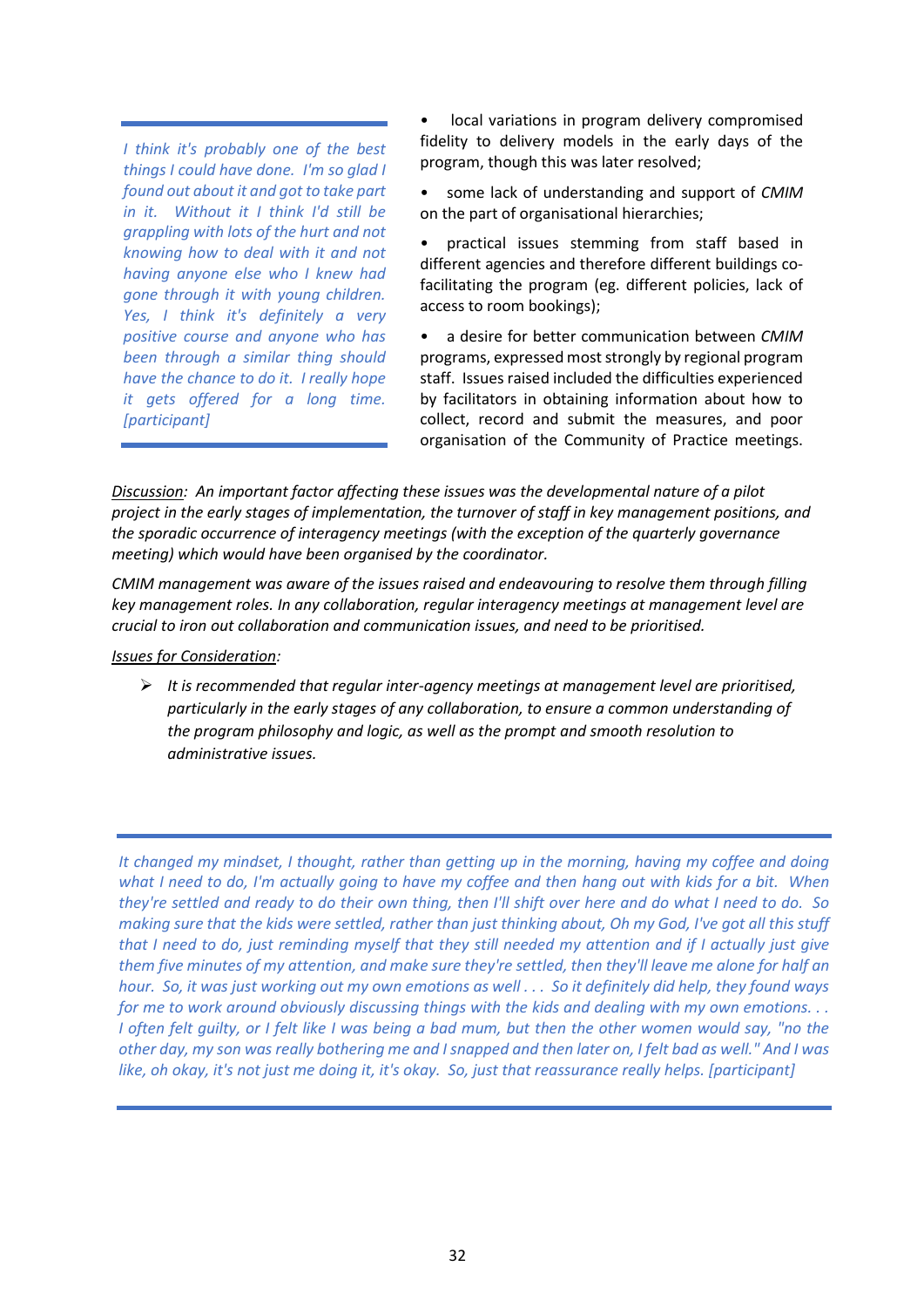> *I think it's probably one of the best things I could have done. I'm so glad I found out about it and got to take part in it. Without it I think I'd still be grappling with lots of the hurt and not knowing how to deal with it and not having anyone else who I knew had gone through it with young children. Yes, I think it's definitely a very positive course and anyone who has been through a similar thing should have the chance to do it. I really hope it gets offered for a long time. [participant]*

- local variations in program delivery compromised fidelity to delivery models in the early days of the program, though this was later resolved;
- some lack of understanding and support of *CMIM* on the part of organisational hierarchies;
- practical issues stemming from staff based in different agencies and therefore different buildings co-facilitating the program (eg. different policies, lack of access to room bookings);
- a desire for better communication between *CMIM* programs, expressed most strongly by regional program staff. Issues raised included the difficulties experienced by facilitators in obtaining information about how to collect, record and submit the measures, and poor organisation of the Community of Practice meetings.

*<u>Discussion</u>: An important factor affecting these issues was the developmental nature of a pilot project in the early stages of implementation, the turnover of staff in key management positions, and the sporadic occurrence of interagency meetings (with the exception of the quarterly governance meeting) which would have been organised by the coordinator.*

*CMIM management was aware of the issues raised and endeavouring to resolve them through filling key management roles. In any collaboration, regular interagency meetings at management level are crucial to iron out collaboration and communication issues, and need to be prioritised.*

*<u>Issues for Consideration</u>:*

- *It is recommended that regular inter-agency meetings at management level are prioritised, particularly in the early stages of any collaboration, to ensure a common understanding of the program philosophy and logic, as well as the prompt and smooth resolution to administrative issues.*

> *It changed my mindset, I thought, rather than getting up in the morning, having my coffee and doing what I need to do, I'm actually going to have my coffee and then hang out with kids for a bit. When they're settled and ready to do their own thing, then I'll shift over here and do what I need to do. So making sure that the kids were settled, rather than just thinking about, Oh my God, I've got all this stuff that I need to do, just reminding myself that they still needed my attention and if I actually just give them five minutes of my attention, and make sure they're settled, then they'll leave me alone for half an hour. So, it was just working out my own emotions as well . . . So it definitely did help, they found ways for me to work around obviously discussing things with the kids and dealing with my own emotions. . . I often felt guilty, or I felt like I was being a bad mum, but then the other women would say, "no the other day, my son was really bothering me and I snapped and then later on, I felt bad as well." And I was like, oh okay, it's not just me doing it, it's okay. So, just that reassurance really helps. [participant]*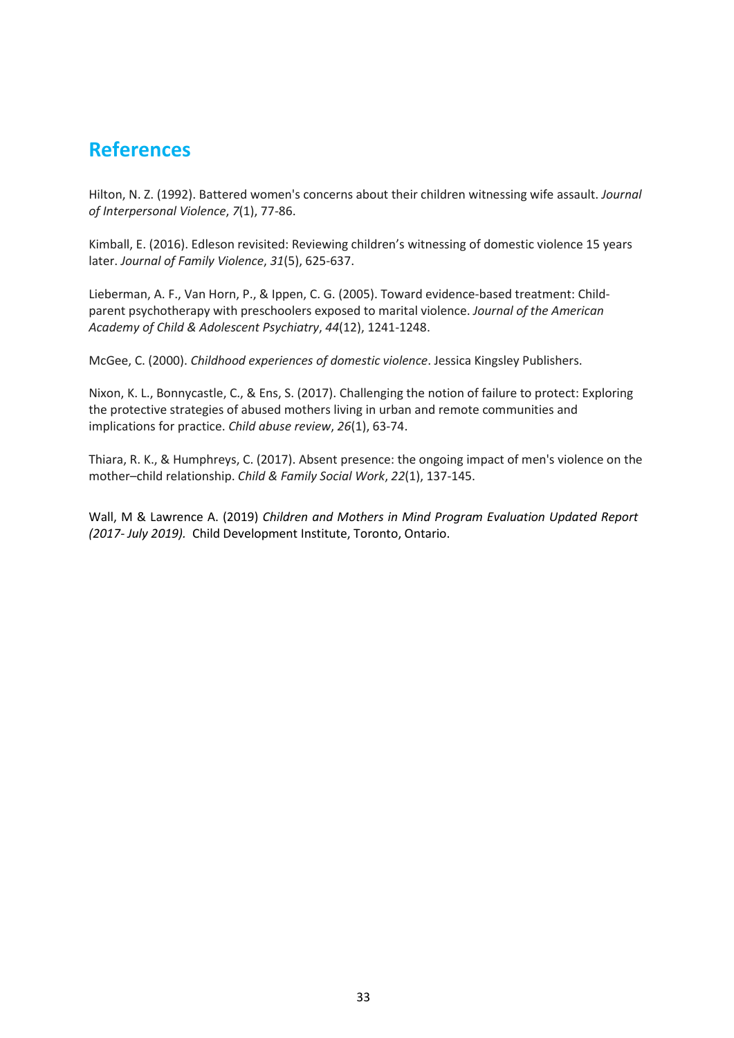## References

Hilton, N. Z. (1992). Battered women's concerns about their children witnessing wife assault. *Journal of Interpersonal Violence*, *7*(1), 77-86.

Kimball, E. (2016). Edleson revisited: Reviewing children's witnessing of domestic violence 15 years later. *Journal of Family Violence*, *31*(5), 625-637.

Lieberman, A. F., Van Horn, P., & Ippen, C. G. (2005). Toward evidence-based treatment: Child-parent psychotherapy with preschoolers exposed to marital violence. *Journal of the American Academy of Child & Adolescent Psychiatry*, *44*(12), 1241-1248.

McGee, C. (2000). *Childhood experiences of domestic violence*. Jessica Kingsley Publishers.

Nixon, K. L., Bonnycastle, C., & Ens, S. (2017). Challenging the notion of failure to protect: Exploring the protective strategies of abused mothers living in urban and remote communities and implications for practice. *Child abuse review*, *26*(1), 63-74.

Thiara, R. K., & Humphreys, C. (2017). Absent presence: the ongoing impact of men's violence on the mother–child relationship. *Child & Family Social Work*, *22*(1), 137-145.

Wall, M & Lawrence A. (2019) *Children and Mothers in Mind Program Evaluation Updated Report (2017- July 2019).* Child Development Institute, Toronto, Ontario.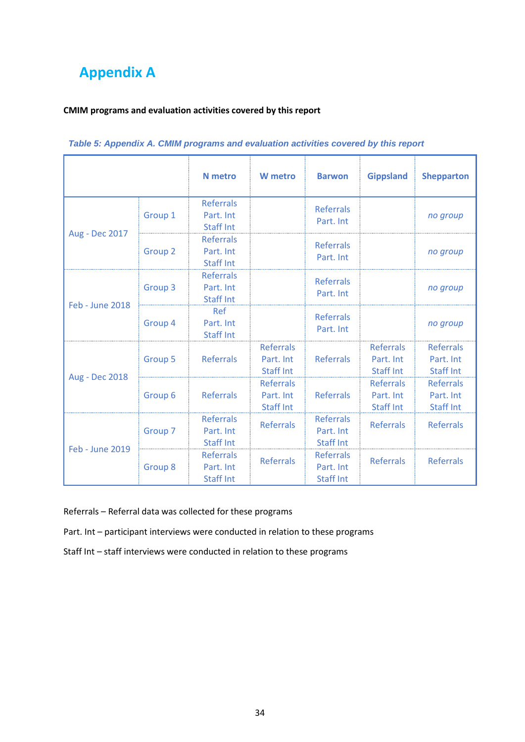# Appendix A

**CMIM programs and evaluation activities covered by this report**

*Table 5: Appendix A. CMIM programs and evaluation activities covered by this report*

| | | N metro | W metro | Barwon | Gippsland | Shepparton |
|---|---|---|---|---|---|---|
| Aug - Dec 2017 | Group 1 | Referrals Part. Int Staff Int | | Referrals Part. Int | | *no group* |
| | Group 2 | Referrals Part. Int Staff Int | | Referrals Part. Int | | *no group* |
| Feb - June 2018 | Group 3 | Referrals Part. Int Staff Int | | Referrals Part. Int | | *no group* |
| | Group 4 | Ref Part. Int Staff Int | | Referrals Part. Int | | *no group* |
| Aug - Dec 2018 | Group 5 | Referrals | Referrals Part. Int Staff Int | Referrals | Referrals Part. Int Staff Int | Referrals Part. Int Staff Int |
| | Group 6 | Referrals | Referrals Part. Int Staff Int | Referrals | Referrals Part. Int Staff Int | Referrals Part. Int Staff Int |
| Feb - June 2019 | Group 7 | Referrals Part. Int Staff Int | Referrals | Referrals Part. Int Staff Int | Referrals | Referrals |
| | Group 8 | Referrals Part. Int Staff Int | Referrals | Referrals Part. Int Staff Int | Referrals | Referrals |

Referrals – Referral data was collected for these programs

Part. Int – participant interviews were conducted in relation to these programs

Staff Int – staff interviews were conducted in relation to these programs